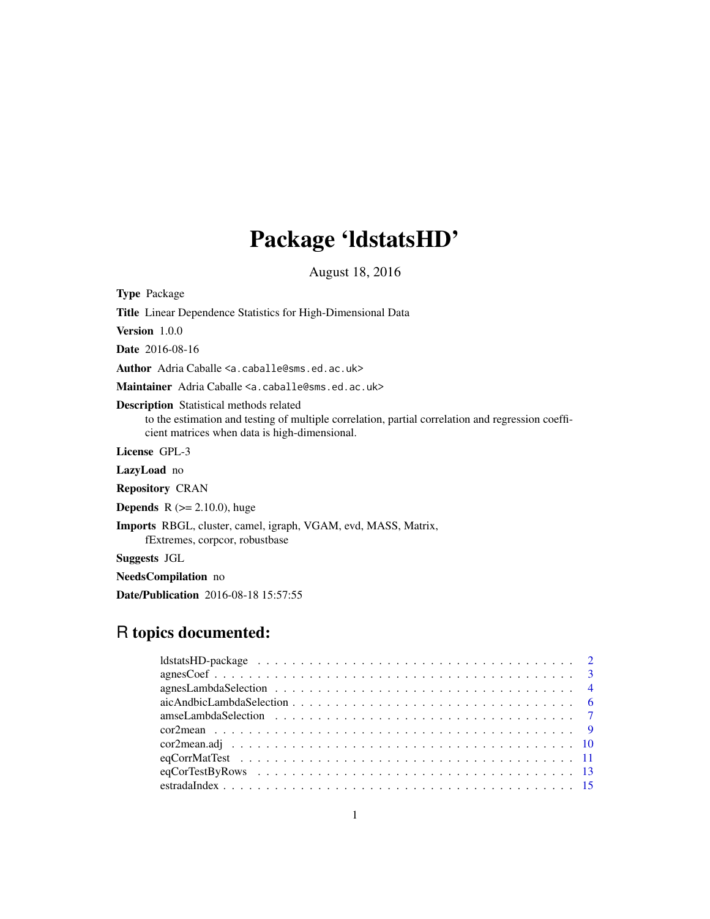# Package 'ldstatsHD'

August 18, 2016

**Type** Package

**Title** Linear Dependence Statistics for High-Dimensional Data

**Version** 1.0.0

**Date** 2016-08-16

**Author** Adria Caballe <a.caballe@sms.ed.ac.uk>

**Maintainer** Adria Caballe <a.caballe@sms.ed.ac.uk>

**Description** Statistical methods related to the estimation and testing of multiple correlation, partial correlation and regression coefficient matrices when data is high-dimensional.

**License** GPL-3

**LazyLoad** no

**Repository** CRAN

**Depends** R (>= 2.10.0), huge

**Imports** RBGL, cluster, camel, igraph, VGAM, evd, MASS, Matrix, fExtremes, corpcor, robustbase

**Suggests** JGL

**NeedsCompilation** no

**Date/Publication** 2016-08-18 15:57:55

## R topics documented:

| | |
|---|---|
| ldstatsHD-package | 2 |
| agnesCoef | 3 |
| agnesLambdaSelection | 4 |
| aicAndbicLambdaSelection | 6 |
| amseLambdaSelection | 7 |
| cor2mean | 9 |
| cor2mean.adj | 10 |
| eqCorrMatTest | 11 |
| eqCorTestByRows | 13 |
| estradaIndex | 15 |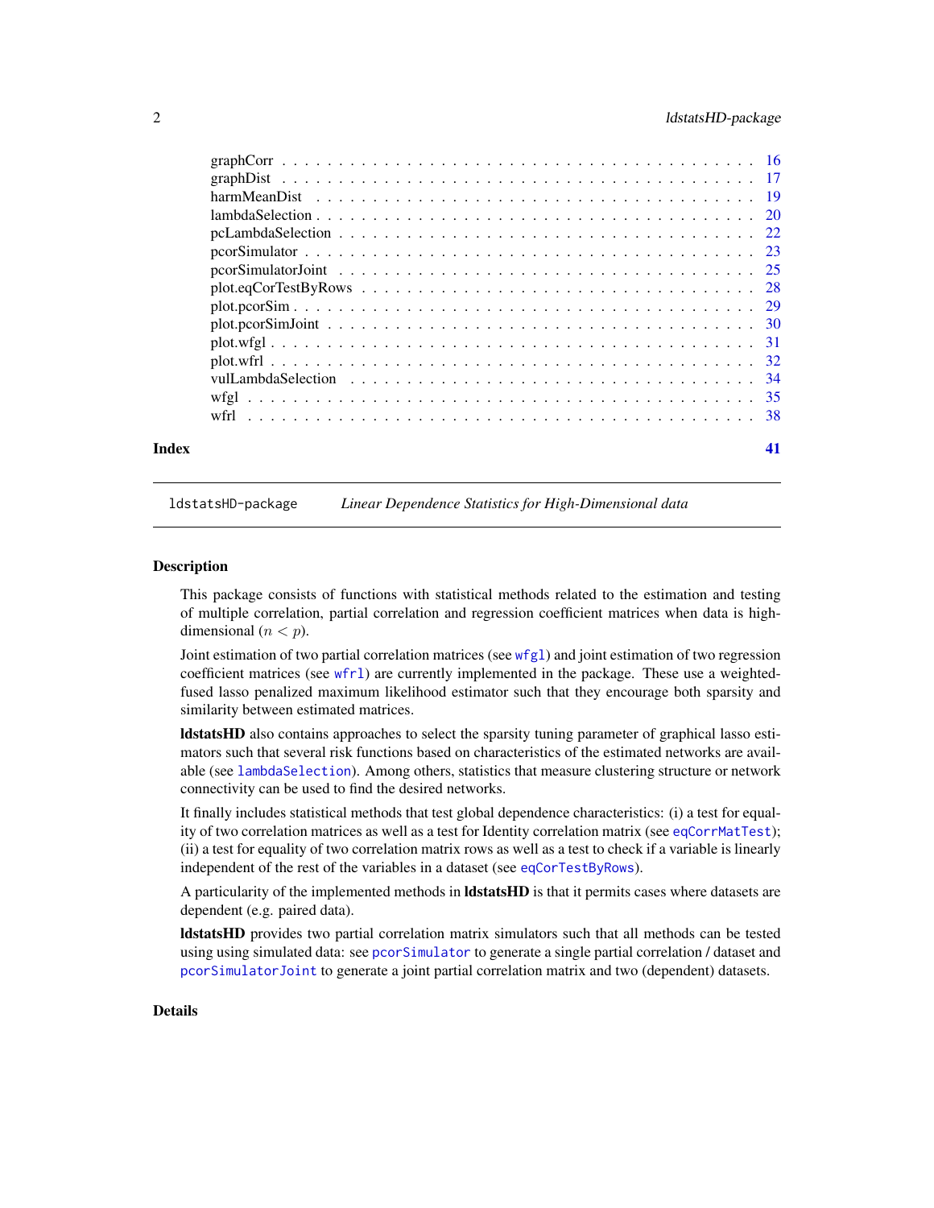| | |
|---|---|
| graphCorr | 16 |
| graphDist | 17 |
| harmMeanDist | 19 |
| lambdaSelection | 20 |
| pcLambdaSelection | 22 |
| pcorSimulator | 23 |
| pcorSimulatorJoint | 25 |
| plot.eqCorTestByRows | 28 |
| plot.pcorSim | 29 |
| plot.pcorSimJoint | 30 |
| plot.wfgl | 31 |
| plot.wfrl | 32 |
| vulLambdaSelection | 34 |
| wfgl | 35 |
| wfrl | 38 |

**Index** **41**

---

`ldstatsHD-package` *Linear Dependence Statistics for High-Dimensional data*

---

## Description

This package consists of functions with statistical methods related to the estimation and testing of multiple correlation, partial correlation and regression coefficient matrices when data is high-dimensional ($n < p$).

Joint estimation of two partial correlation matrices (see `wfgl`) and joint estimation of two regression coefficient matrices (see `wfrl`) are currently implemented in the package. These use a weighted-fused lasso penalized maximum likelihood estimator such that they encourage both sparsity and similarity between estimated matrices.

**ldstatsHD** also contains approaches to select the sparsity tuning parameter of graphical lasso estimators such that several risk functions based on characteristics of the estimated networks are available (see `lambdaSelection`). Among others, statistics that measure clustering structure or network connectivity can be used to find the desired networks.

It finally includes statistical methods that test global dependence characteristics: (i) a test for equality of two correlation matrices as well as a test for Identity correlation matrix (see `eqCorrMatTest`); (ii) a test for equality of two correlation matrix rows as well as a test to check if a variable is linearly independent of the rest of the variables in a dataset (see `eqCorTestByRows`).

A particularity of the implemented methods in **ldstatsHD** is that it permits cases where datasets are dependent (e.g. paired data).

**ldstatsHD** provides two partial correlation matrix simulators such that all methods can be tested using using simulated data: see `pcorSimulator` to generate a single partial correlation / dataset and `pcorSimulatorJoint` to generate a joint partial correlation matrix and two (dependent) datasets.

## Details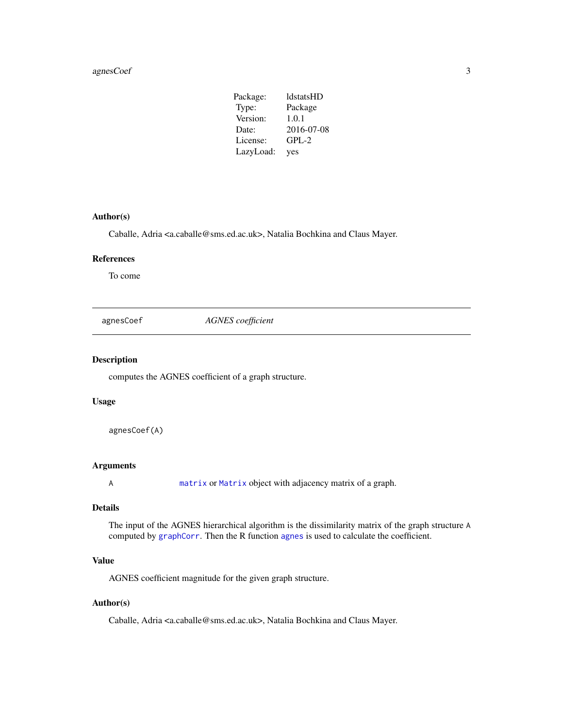| | |
|---|---|
| Package: | ldstatsHD |
| Type: | Package |
| Version: | 1.0.1 |
| Date: | 2016-07-08 |
| License: | GPL-2 |
| LazyLoad: | yes |

### Author(s)

Caballe, Adria <a.caballe@sms.ed.ac.uk>, Natalia Bochkina and Claus Mayer.

### References

To come

---

## agnesCoef — *AGNES coefficient*

---

### Description

computes the AGNES coefficient of a graph structure.

### Usage

```
agnesCoef(A)
```

### Arguments

| | |
|---|---|
| `A` | `matrix` or `Matrix` object with adjacency matrix of a graph. |

### Details

The input of the AGNES hierarchical algorithm is the dissimilarity matrix of the graph structure `A` computed by `graphCorr`. Then the R function `agnes` is used to calculate the coefficient.

### Value

AGNES coefficient magnitude for the given graph structure.

### Author(s)

Caballe, Adria <a.caballe@sms.ed.ac.uk>, Natalia Bochkina and Claus Mayer.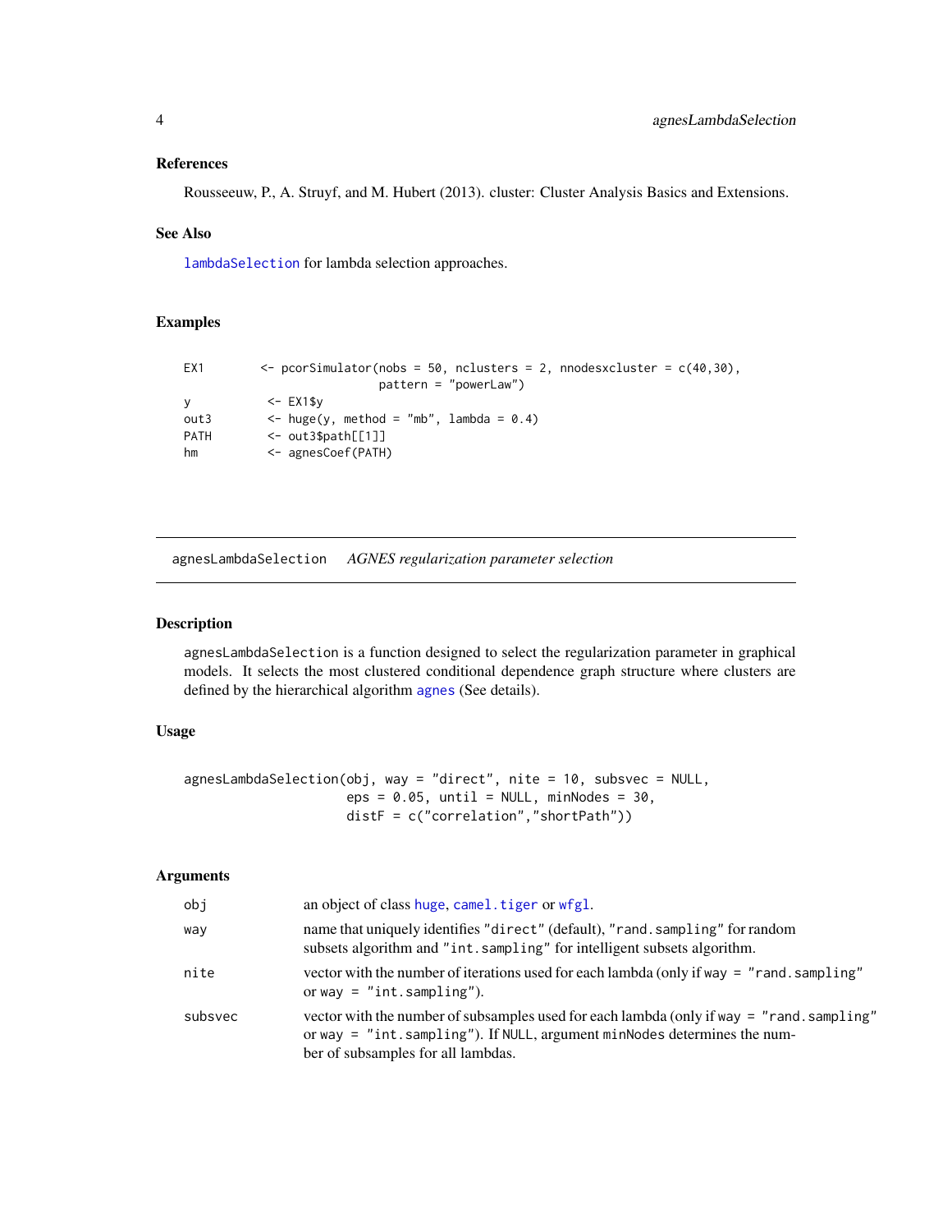### References

Rousseeuw, P., A. Struyf, and M. Hubert (2013). cluster: Cluster Analysis Basics and Extensions.

### See Also

`lambdaSelection` for lambda selection approaches.

### Examples

```
EX1        <- pcorSimulator(nobs = 50, nclusters = 2, nnodesxcluster = c(40,30),
                            pattern = "powerLaw")
y           <- EX1$y
out3        <- huge(y, method = "mb", lambda = 0.4)
PATH        <- out3$path[[1]]
hm          <- agnesCoef(PATH)
```

---

## agnesLambdaSelection    *AGNES regularization parameter selection*

---

### Description

`agnesLambdaSelection` is a function designed to select the regularization parameter in graphical models. It selects the most clustered conditional dependence graph structure where clusters are defined by the hierarchical algorithm `agnes` (See details).

### Usage

```
agnesLambdaSelection(obj, way = "direct", nite = 10, subsvec = NULL,
                     eps = 0.05, until = NULL, minNodes = 30,
                     distF = c("correlation","shortPath"))
```

### Arguments

| | |
|---|---|
| `obj` | an object of class `huge`, `camel.tiger` or `wfgl`. |
| `way` | name that uniquely identifies `"direct"` (default), `"rand.sampling"` for random subsets algorithm and `"int.sampling"` for intelligent subsets algorithm. |
| `nite` | vector with the number of iterations used for each lambda (only if `way = "rand.sampling"` or `way = "int.sampling"`). |
| `subsvec` | vector with the number of subsamples used for each lambda (only if `way = "rand.sampling"` or `way = "int.sampling"`). If `NULL`, argument `minNodes` determines the number of subsamples for all lambdas. |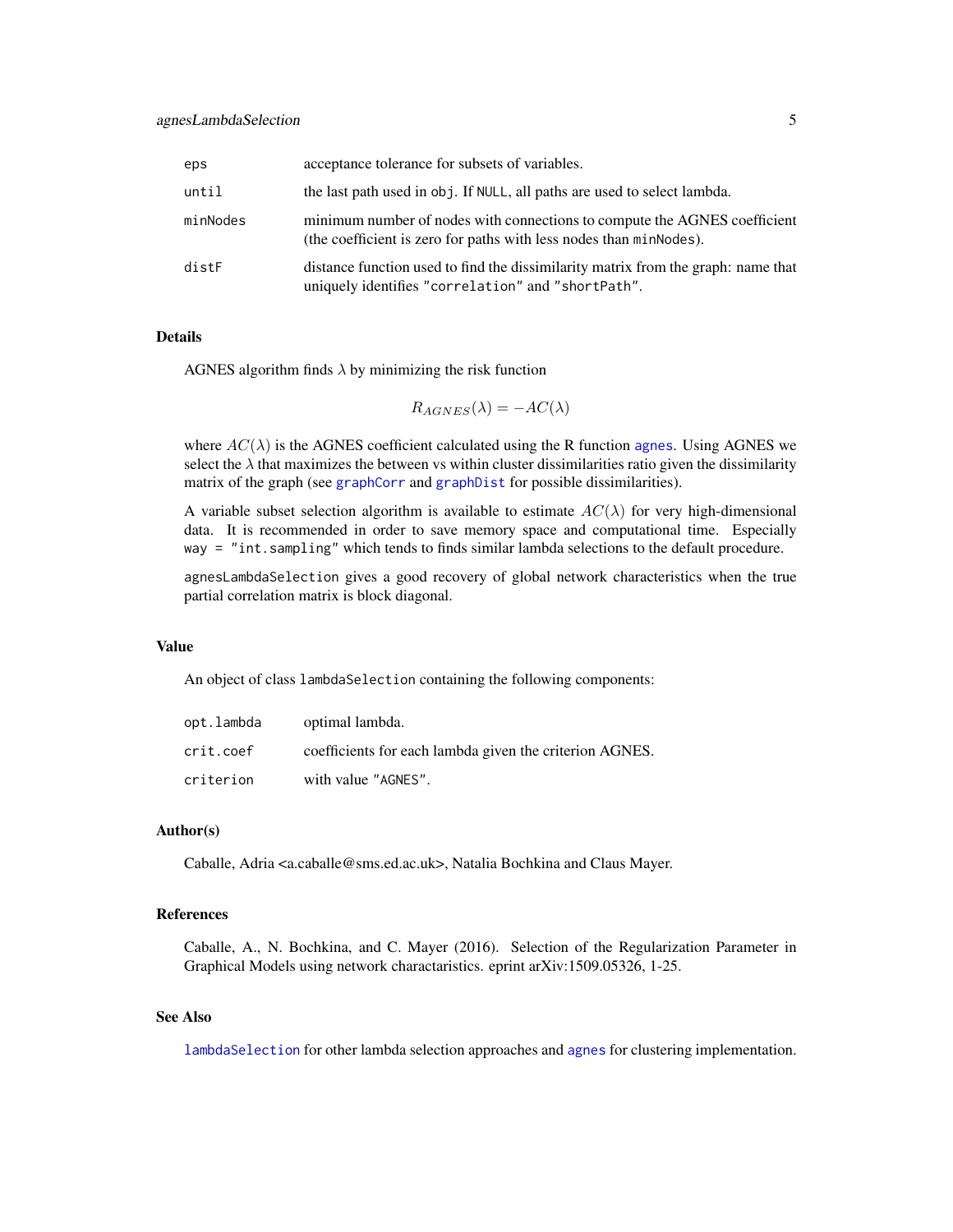| | |
|---|---|
| `eps` | acceptance tolerance for subsets of variables. |
| `until` | the last path used in `obj`. If `NULL`, all paths are used to select lambda. |
| `minNodes` | minimum number of nodes with connections to compute the AGNES coefficient (the coefficient is zero for paths with less nodes than `minNodes`). |
| `distF` | distance function used to find the dissimilarity matrix from the graph: name that uniquely identifies `"correlation"` and `"shortPath"`. |

## Details

AGNES algorithm finds $\lambda$ by minimizing the risk function

$$R_{AGNES}(\lambda) = -AC(\lambda)$$

where $AC(\lambda)$ is the AGNES coefficient calculated using the R function `agnes`. Using AGNES we select the $\lambda$ that maximizes the between vs within cluster dissimilarities ratio given the dissimilarity matrix of the graph (see `graphCorr` and `graphDist` for possible dissimilarities).

A variable subset selection algorithm is available to estimate $AC(\lambda)$ for very high-dimensional data. It is recommended in order to save memory space and computational time. Especially `way = "int.sampling"` which tends to finds similar lambda selections to the default procedure.

`agnesLambdaSelection` gives a good recovery of global network characteristics when the true partial correlation matrix is block diagonal.

## Value

An object of class `lambdaSelection` containing the following components:

| | |
|---|---|
| `opt.lambda` | optimal lambda. |
| `crit.coef` | coefficients for each lambda given the criterion AGNES. |
| `criterion` | with value `"AGNES"`. |

## Author(s)

Caballe, Adria <a.caballe@sms.ed.ac.uk>, Natalia Bochkina and Claus Mayer.

## References

Caballe, A., N. Bochkina, and C. Mayer (2016). Selection of the Regularization Parameter in Graphical Models using network charactaristics. eprint arXiv:1509.05326, 1-25.

## See Also

`lambdaSelection` for other lambda selection approaches and `agnes` for clustering implementation.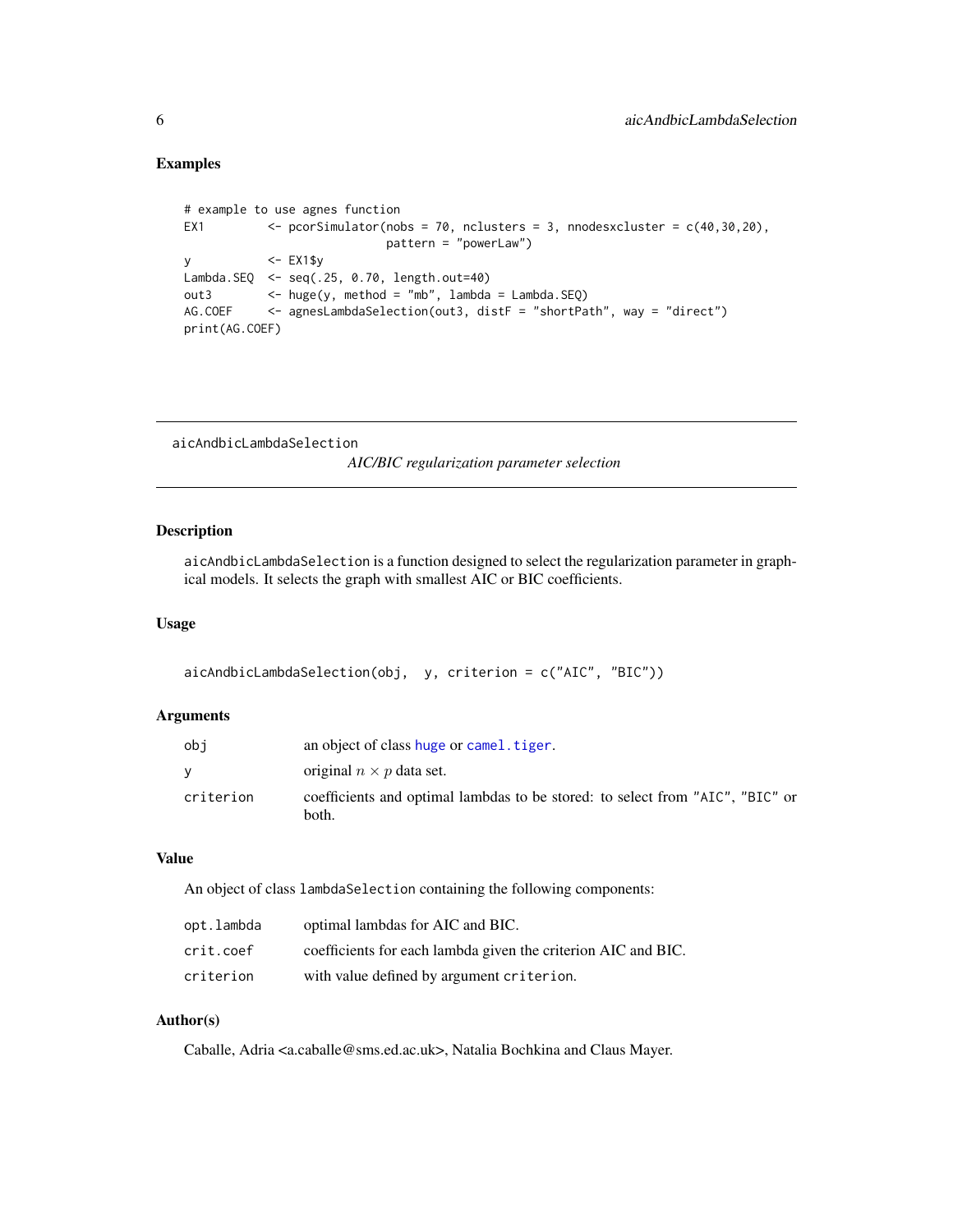## Examples

```
# example to use agnes function
EX1         <- pcorSimulator(nobs = 70, nclusters = 3, nnodesxcluster = c(40,30,20),
                         pattern = "powerLaw")
y           <- EX1$y
Lambda.SEQ  <- seq(.25, 0.70, length.out=40)
out3        <- huge(y, method = "mb", lambda = Lambda.SEQ)
AG.COEF     <- agnesLambdaSelection(out3, distF = "shortPath", way = "direct")
print(AG.COEF)
```

---

# aicAndbicLambdaSelection

*AIC/BIC regularization parameter selection*

---

## Description

aicAndbicLambdaSelection is a function designed to select the regularization parameter in graphical models. It selects the graph with smallest AIC or BIC coefficients.

## Usage

```
aicAndbicLambdaSelection(obj,  y, criterion = c("AIC", "BIC"))
```

## Arguments

| | |
|---|---|
| obj | an object of class huge or camel.tiger. |
| y | original $n \times p$ data set. |
| criterion | coefficients and optimal lambdas to be stored: to select from "AIC", "BIC" or both. |

## Value

An object of class lambdaSelection containing the following components:

| | |
|---|---|
| opt.lambda | optimal lambdas for AIC and BIC. |
| crit.coef | coefficients for each lambda given the criterion AIC and BIC. |
| criterion | with value defined by argument criterion. |

## Author(s)

Caballe, Adria <a.caballe@sms.ed.ac.uk>, Natalia Bochkina and Claus Mayer.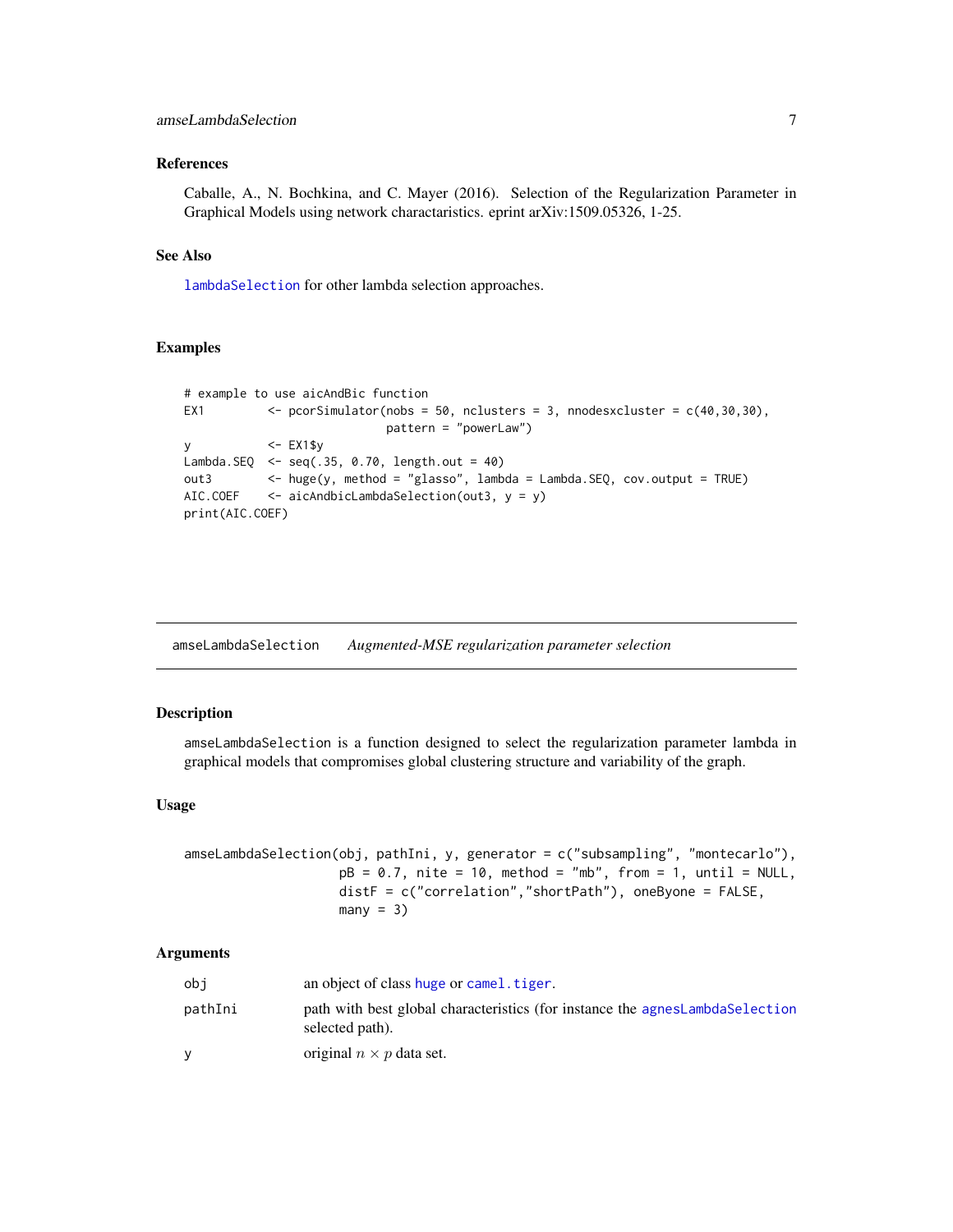### References

Caballe, A., N. Bochkina, and C. Mayer (2016). Selection of the Regularization Parameter in Graphical Models using network charactaristics. eprint arXiv:1509.05326, 1-25.

### See Also

lambdaSelection for other lambda selection approaches.

### Examples

```
# example to use aicAndBic function
EX1        <- pcorSimulator(nobs = 50, nclusters = 3, nnodesxcluster = c(40,30,30),
                            pattern = "powerLaw")
y          <- EX1$y
Lambda.SEQ <- seq(.35, 0.70, length.out = 40)
out3       <- huge(y, method = "glasso", lambda = Lambda.SEQ, cov.output = TRUE)
AIC.COEF   <- aicAndbicLambdaSelection(out3, y = y)
print(AIC.COEF)
```

---

## amseLambdaSelection &nbsp;&nbsp; *Augmented-MSE regularization parameter selection*

### Description

amseLambdaSelection is a function designed to select the regularization parameter lambda in graphical models that compromises global clustering structure and variability of the graph.

### Usage

```
amseLambdaSelection(obj, pathIni, y, generator = c("subsampling", "montecarlo"),
                    pB = 0.7, nite = 10, method = "mb", from = 1, until = NULL,
                    distF = c("correlation","shortPath"), oneByone = FALSE,
                    many = 3)
```

### Arguments

| | |
|---|---|
| obj | an object of class huge or camel.tiger. |
| pathIni | path with best global characteristics (for instance the agnesLambdaSelection selected path). |
| y | original $n \times p$ data set. |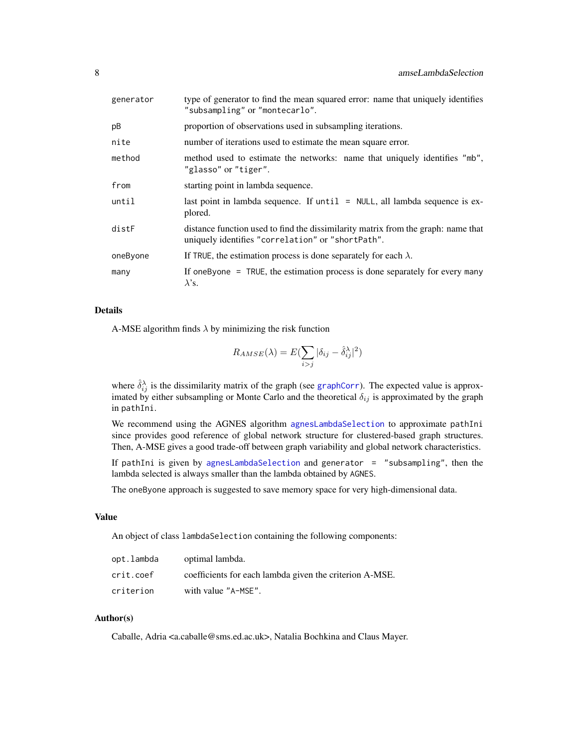| | |
|---|---|
| generator | type of generator to find the mean squared error: name that uniquely identifies "subsampling" or "montecarlo". |
| pB | proportion of observations used in subsampling iterations. |
| nite | number of iterations used to estimate the mean square error. |
| method | method used to estimate the networks: name that uniquely identifies "mb", "glasso" or "tiger". |
| from | starting point in lambda sequence. |
| until | last point in lambda sequence. If until = NULL, all lambda sequence is explored. |
| distF | distance function used to find the dissimilarity matrix from the graph: name that uniquely identifies "correlation" or "shortPath". |
| oneByone | If TRUE, the estimation process is done separately for each $\lambda$. |
| many | If oneByone = TRUE, the estimation process is done separately for every many $\lambda$'s. |

## Details

A-MSE algorithm finds $\lambda$ by minimizing the risk function

$$R_{AMSE}(\lambda) = E(\sum_{i>j} |\delta_{ij} - \hat{\delta}_{ij}^{\lambda}|^2)$$

where $\hat{\delta}_{ij}^{\lambda}$ is the dissimilarity matrix of the graph (see graphCorr). The expected value is approximated by either subsampling or Monte Carlo and the theoretical $\delta_{ij}$ is approximated by the graph in pathIni.

We recommend using the AGNES algorithm agnesLambdaSelection to approximate pathIni since provides good reference of global network structure for clustered-based graph structures. Then, A-MSE gives a good trade-off between graph variability and global network characteristics.

If pathIni is given by agnesLambdaSelection and generator = "subsampling", then the lambda selected is always smaller than the lambda obtained by AGNES.

The oneByone approach is suggested to save memory space for very high-dimensional data.

## Value

An object of class lambdaSelection containing the following components:

| | |
|---|---|
| opt.lambda | optimal lambda. |
| crit.coef | coefficients for each lambda given the criterion A-MSE. |
| criterion | with value "A-MSE". |

## Author(s)

Caballe, Adria <a.caballe@sms.ed.ac.uk>, Natalia Bochkina and Claus Mayer.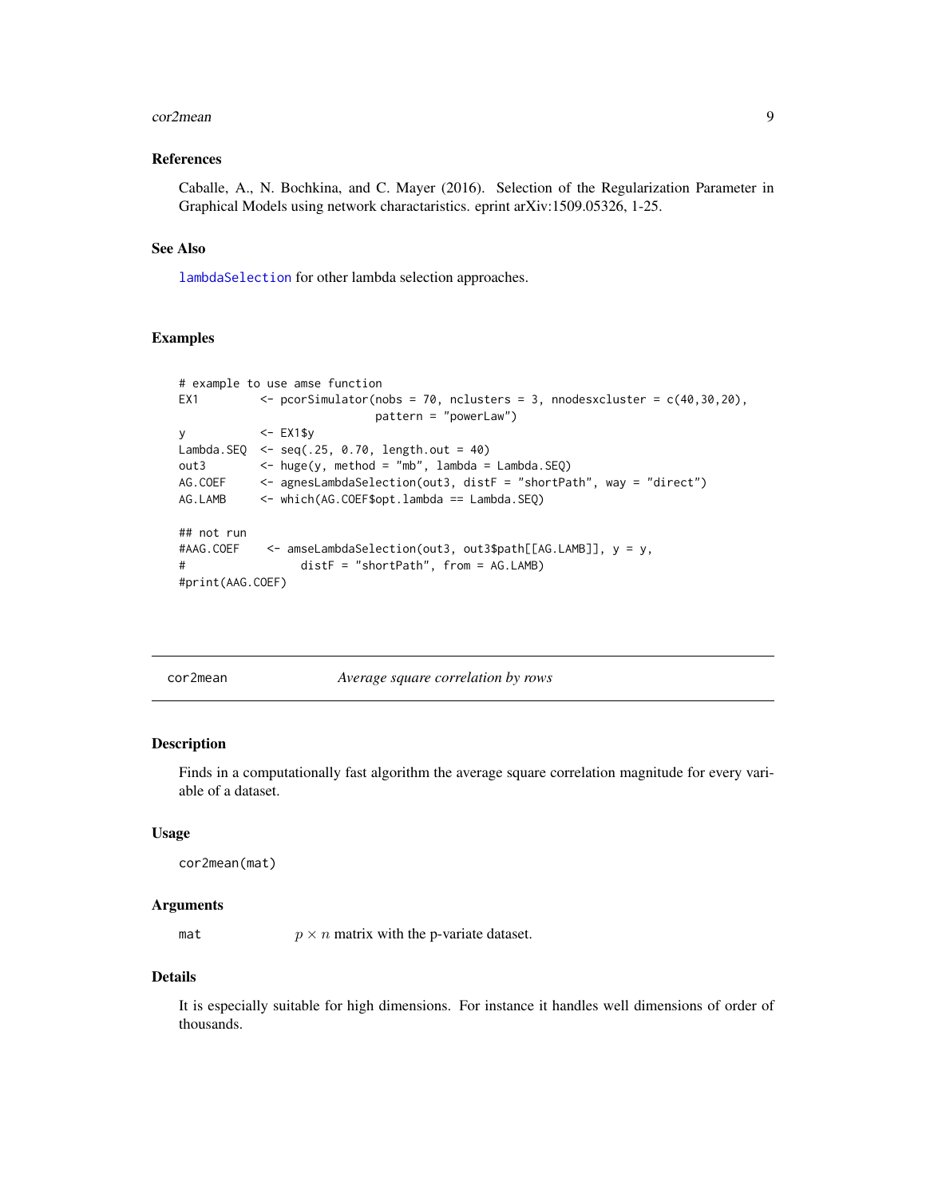### References

Caballe, A., N. Bochkina, and C. Mayer (2016). Selection of the Regularization Parameter in Graphical Models using network charactaristics. eprint arXiv:1509.05326, 1-25.

### See Also

lambdaSelection for other lambda selection approaches.

### Examples

```
# example to use amse function
EX1        <- pcorSimulator(nobs = 70, nclusters = 3, nnodesxcluster = c(40,30,20),
                         pattern = "powerLaw")
y          <- EX1$y
Lambda.SEQ  <- seq(.25, 0.70, length.out = 40)
out3       <- huge(y, method = "mb", lambda = Lambda.SEQ)
AG.COEF    <- agnesLambdaSelection(out3, distF = "shortPath", way = "direct")
AG.LAMB    <- which(AG.COEF$opt.lambda == Lambda.SEQ)

## not run
#AAG.COEF    <- amseLambdaSelection(out3, out3$path[[AG.LAMB]], y = y,
#                 distF = "shortPath", from = AG.LAMB)
#print(AAG.COEF)
```

---

## cor2mean — *Average square correlation by rows*

### Description

Finds in a computationally fast algorithm the average square correlation magnitude for every variable of a dataset.

### Usage

```
cor2mean(mat)
```

### Arguments

| | |
|---|---|
| mat | $p \times n$ matrix with the p-variate dataset. |

### Details

It is especially suitable for high dimensions. For instance it handles well dimensions of order of thousands.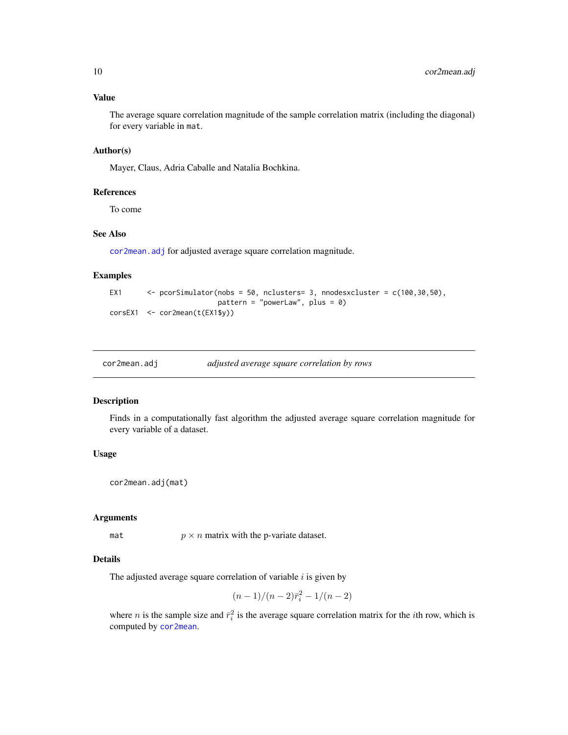### Value

The average square correlation magnitude of the sample correlation matrix (including the diagonal) for every variable in `mat`.

### Author(s)

Mayer, Claus, Adria Caballe and Natalia Bochkina.

### References

To come

### See Also

`cor2mean.adj` for adjusted average square correlation magnitude.

### Examples

```
EX1      <- pcorSimulator(nobs = 50, nclusters= 3, nnodesxcluster = c(100,30,50),
                          pattern = "powerLaw", plus = 0)
corsEX1  <- cor2mean(t(EX1$y))
```

---

## cor2mean.adj    *adjusted average square correlation by rows*

---

### Description

Finds in a computationally fast algorithm the adjusted average square correlation magnitude for every variable of a dataset.

### Usage

```
cor2mean.adj(mat)
```

### Arguments

| | |
|---|---|
| mat | $p \times n$ matrix with the p-variate dataset. |

### Details

The adjusted average square correlation of variable $i$ is given by

$$(n-1)/(n-2)\bar{r}_i^2 - 1/(n-2)$$

where $n$ is the sample size and $\bar{r}_i^2$ is the average square correlation matrix for the $i$th row, which is computed by `cor2mean`.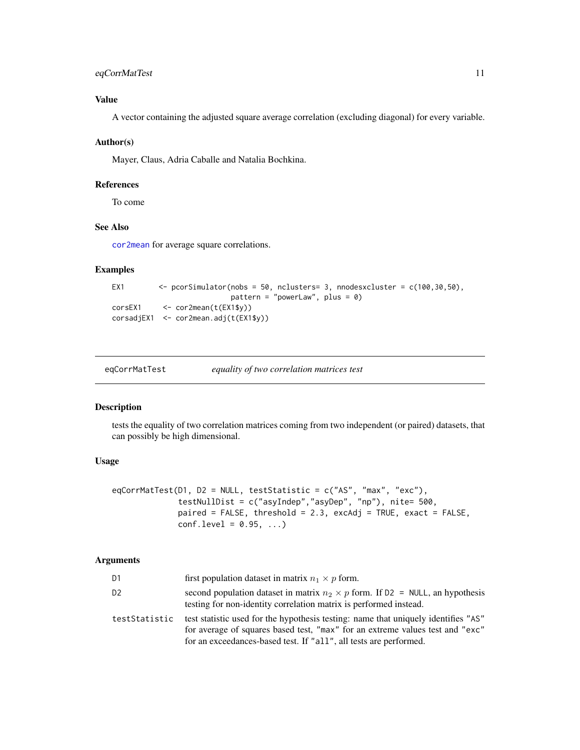## Value

A vector containing the adjusted square average correlation (excluding diagonal) for every variable.

## Author(s)

Mayer, Claus, Adria Caballe and Natalia Bochkina.

## References

To come

## See Also

cor2mean for average square correlations.

## Examples

```
EX1       <- pcorSimulator(nobs = 50, nclusters= 3, nnodesxcluster = c(100,30,50),
                           pattern = "powerLaw", plus = 0)
corsEX1     <- cor2mean(t(EX1$y))
corsadjEX1  <- cor2mean.adj(t(EX1$y))
```

---

# eqCorrMatTest — *equality of two correlation matrices test*

## Description

tests the equality of two correlation matrices coming from two independent (or paired) datasets, that can possibly be high dimensional.

## Usage

```
eqCorrMatTest(D1, D2 = NULL, testStatistic = c("AS", "max", "exc"),
              testNullDist = c("asyIndep","asyDep", "np"), nite= 500,
              paired = FALSE, threshold = 2.3, excAdj = TRUE, exact = FALSE,
              conf.level = 0.95, ...)
```

## Arguments

| | |
|---|---|
| D1 | first population dataset in matrix $n_1 \times p$ form. |
| D2 | second population dataset in matrix $n_2 \times p$ form. If `D2 = NULL`, an hypothesis testing for non-identity correlation matrix is performed instead. |
| testStatistic | test statistic used for the hypothesis testing: name that uniquely identifies "AS" for average of squares based test, "max" for an extreme values test and "exc" for an exceedances-based test. If "all", all tests are performed. |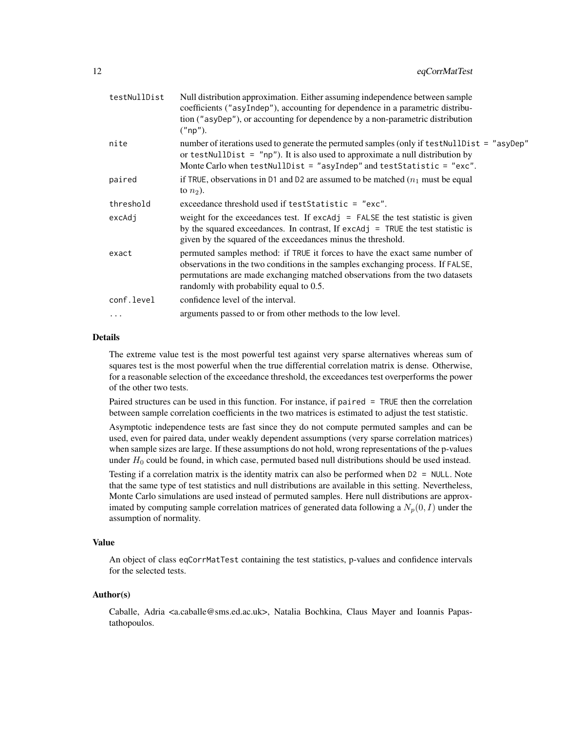| | |
|---|---|
| testNullDist | Null distribution approximation. Either assuming independence between sample coefficients ("asyIndep"), accounting for dependence in a parametric distribution ("asyDep"), or accounting for dependence by a non-parametric distribution ("np"). |
| nite | number of iterations used to generate the permuted samples (only if testNullDist = "asyDep" or testNullDist = "np"). It is also used to approximate a null distribution by Monte Carlo when testNullDist = "asyIndep" and testStatistic = "exc". |
| paired | if TRUE, observations in D1 and D2 are assumed to be matched ($n_1$ must be equal to $n_2$). |
| threshold | exceedance threshold used if testStatistic = "exc". |
| excAdj | weight for the exceedances test. If excAdj = FALSE the test statistic is given by the squared exceedances. In contrast, If excAdj = TRUE the test statistic is given by the squared of the exceedances minus the threshold. |
| exact | permuted samples method: if TRUE it forces to have the exact same number of observations in the two conditions in the samples exchanging process. If FALSE, permutations are made exchanging matched observations from the two datasets randomly with probability equal to 0.5. |
| conf.level | confidence level of the interval. |
| ... | arguments passed to or from other methods to the low level. |

## Details

The extreme value test is the most powerful test against very sparse alternatives whereas sum of squares test is the most powerful when the true differential correlation matrix is dense. Otherwise, for a reasonable selection of the exceedance threshold, the exceedances test overperforms the power of the other two tests.

Paired structures can be used in this function. For instance, if paired = TRUE then the correlation between sample correlation coefficients in the two matrices is estimated to adjust the test statistic.

Asymptotic independence tests are fast since they do not compute permuted samples and can be used, even for paired data, under weakly dependent assumptions (very sparse correlation matrices) when sample sizes are large. If these assumptions do not hold, wrong representations of the p-values under $H_0$ could be found, in which case, permuted based null distributions should be used instead.

Testing if a correlation matrix is the identity matrix can also be performed when D2 = NULL. Note that the same type of test statistics and null distributions are available in this setting. Nevertheless, Monte Carlo simulations are used instead of permuted samples. Here null distributions are approximated by computing sample correlation matrices of generated data following a $N_p(0, I)$ under the assumption of normality.

## Value

An object of class eqCorrMatTest containing the test statistics, p-values and confidence intervals for the selected tests.

## Author(s)

Caballe, Adria <a.caballe@sms.ed.ac.uk>, Natalia Bochkina, Claus Mayer and Ioannis Papastathopoulos.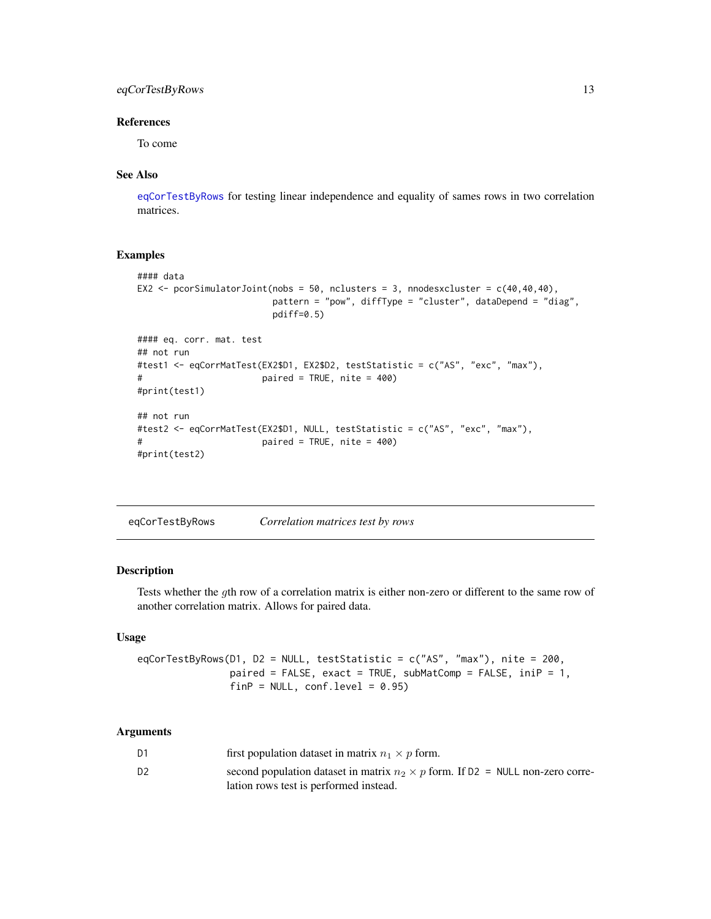### References

To come

### See Also

eqCorTestByRows for testing linear independence and equality of sames rows in two correlation matrices.

### Examples

```
#### data
EX2 <- pcorSimulatorJoint(nobs = 50, nclusters = 3, nnodesxcluster = c(40,40,40),
                          pattern = "pow", diffType = "cluster", dataDepend = "diag",
                          pdiff=0.5)

#### eq. corr. mat. test
## not run
#test1 <- eqCorrMatTest(EX2$D1, EX2$D2, testStatistic = c("AS", "exc", "max"),
#                       paired = TRUE, nite = 400)
#print(test1)

## not run
#test2 <- eqCorrMatTest(EX2$D1, NULL, testStatistic = c("AS", "exc", "max"),
#                       paired = TRUE, nite = 400)
#print(test2)
```

---

## eqCorTestByRows — *Correlation matrices test by rows*

### Description

Tests whether the $g$th row of a correlation matrix is either non-zero or different to the same row of another correlation matrix. Allows for paired data.

### Usage

```
eqCorTestByRows(D1, D2 = NULL, testStatistic = c("AS", "max"), nite = 200,
                paired = FALSE, exact = TRUE, subMatComp = FALSE, iniP = 1,
                finP = NULL, conf.level = 0.95)
```

### Arguments

| | |
|---|---|
| D1 | first population dataset in matrix $n_1 \times p$ form. |
| D2 | second population dataset in matrix $n_2 \times p$ form. If D2 = NULL non-zero correlation rows test is performed instead. |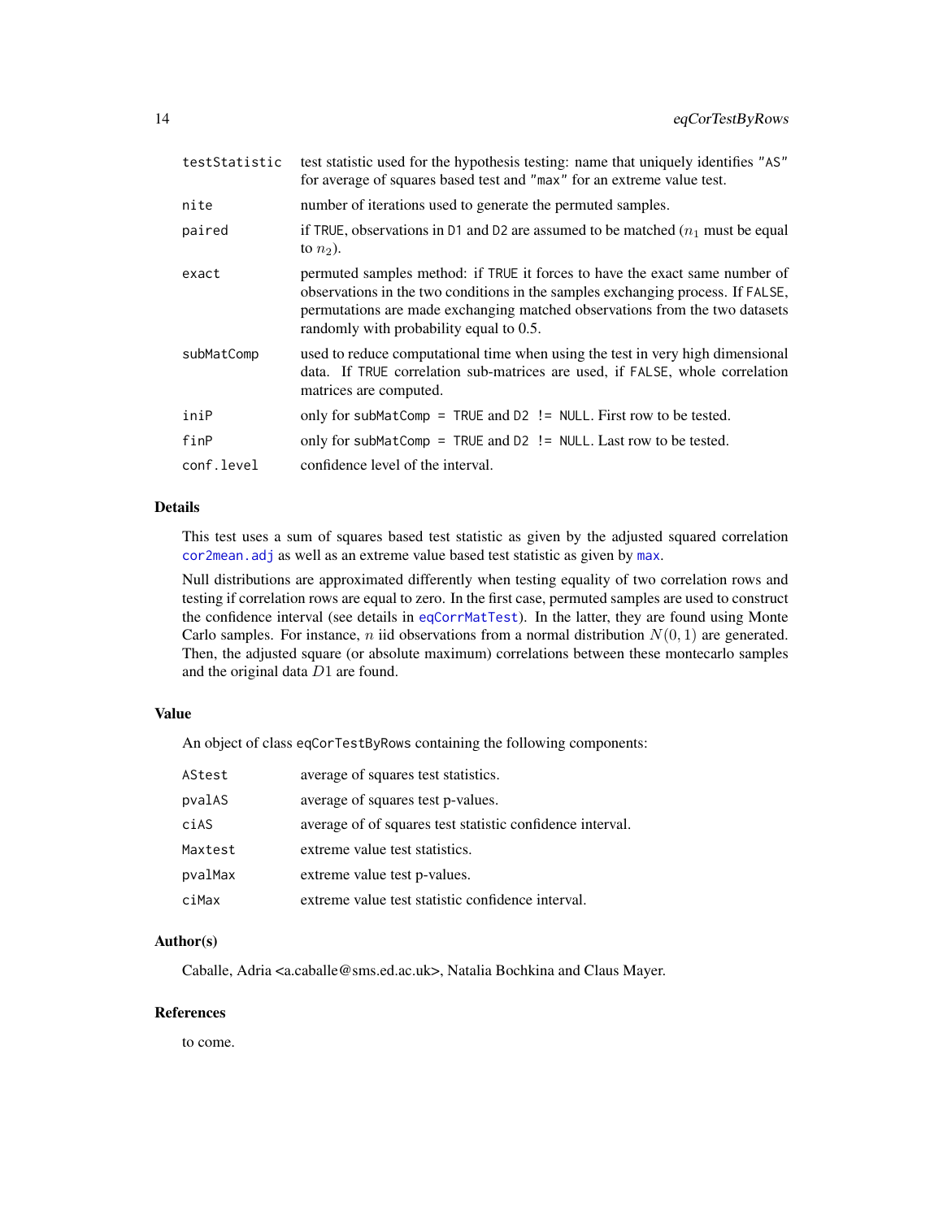| | |
|---|---|
| testStatistic | test statistic used for the hypothesis testing: name that uniquely identifies "AS" for average of squares based test and "max" for an extreme value test. |
| nite | number of iterations used to generate the permuted samples. |
| paired | if TRUE, observations in D1 and D2 are assumed to be matched ($n_1$ must be equal to $n_2$). |
| exact | permuted samples method: if TRUE it forces to have the exact same number of observations in the two conditions in the samples exchanging process. If FALSE, permutations are made exchanging matched observations from the two datasets randomly with probability equal to 0.5. |
| subMatComp | used to reduce computational time when using the test in very high dimensional data. If TRUE correlation sub-matrices are used, if FALSE, whole correlation matrices are computed. |
| iniP | only for subMatComp = TRUE and D2 != NULL. First row to be tested. |
| finP | only for subMatComp = TRUE and D2 != NULL. Last row to be tested. |
| conf.level | confidence level of the interval. |

## Details

This test uses a sum of squares based test statistic as given by the adjusted squared correlation cor2mean.adj as well as an extreme value based test statistic as given by max.

Null distributions are approximated differently when testing equality of two correlation rows and testing if correlation rows are equal to zero. In the first case, permuted samples are used to construct the confidence interval (see details in eqCorrMatTest). In the latter, they are found using Monte Carlo samples. For instance, $n$ iid observations from a normal distribution $N(0,1)$ are generated. Then, the adjusted square (or absolute maximum) correlations between these montecarlo samples and the original data $D1$ are found.

## Value

An object of class eqCorTestByRows containing the following components:

| | |
|---|---|
| AStest | average of squares test statistics. |
| pvalAS | average of squares test p-values. |
| ciAS | average of of squares test statistic confidence interval. |
| Maxtest | extreme value test statistics. |
| pvalMax | extreme value test p-values. |
| ciMax | extreme value test statistic confidence interval. |

## Author(s)

Caballe, Adria <a.caballe@sms.ed.ac.uk>, Natalia Bochkina and Claus Mayer.

## References

to come.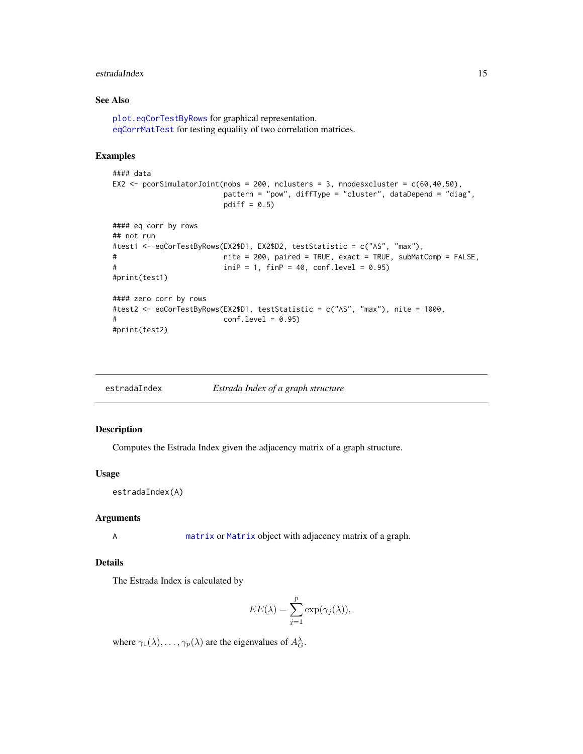### See Also

`plot.eqCorTestByRows` for graphical representation.
`eqCorrMatTest` for testing equality of two correlation matrices.

### Examples

```
#### data
EX2 <- pcorSimulatorJoint(nobs = 200, nclusters = 3, nnodesxcluster = c(60,40,50),
                          pattern = "pow", diffType = "cluster", dataDepend = "diag",
                          pdiff = 0.5)

#### eq corr by rows
## not run
#test1 <- eqCorTestByRows(EX2$D1, EX2$D2, testStatistic = c("AS", "max"),
#                         nite = 200, paired = TRUE, exact = TRUE, subMatComp = FALSE,
#                         iniP = 1, finP = 40, conf.level = 0.95)
#print(test1)

#### zero corr by rows
#test2 <- eqCorTestByRows(EX2$D1, testStatistic = c("AS", "max"), nite = 1000,
#                         conf.level = 0.95)
#print(test2)
```

---

## estradaIndex — *Estrada Index of a graph structure*

### Description

Computes the Estrada Index given the adjacency matrix of a graph structure.

### Usage

```
estradaIndex(A)
```

### Arguments

| | |
|---|---|
| A | `matrix` or `Matrix` object with adjacency matrix of a graph. |

### Details

The Estrada Index is calculated by

$$EE(\lambda) = \sum_{j=1}^{p} \exp(\gamma_j(\lambda)),$$

where $\gamma_1(\lambda), \ldots, \gamma_p(\lambda)$ are the eigenvalues of $A_G^{\lambda}$.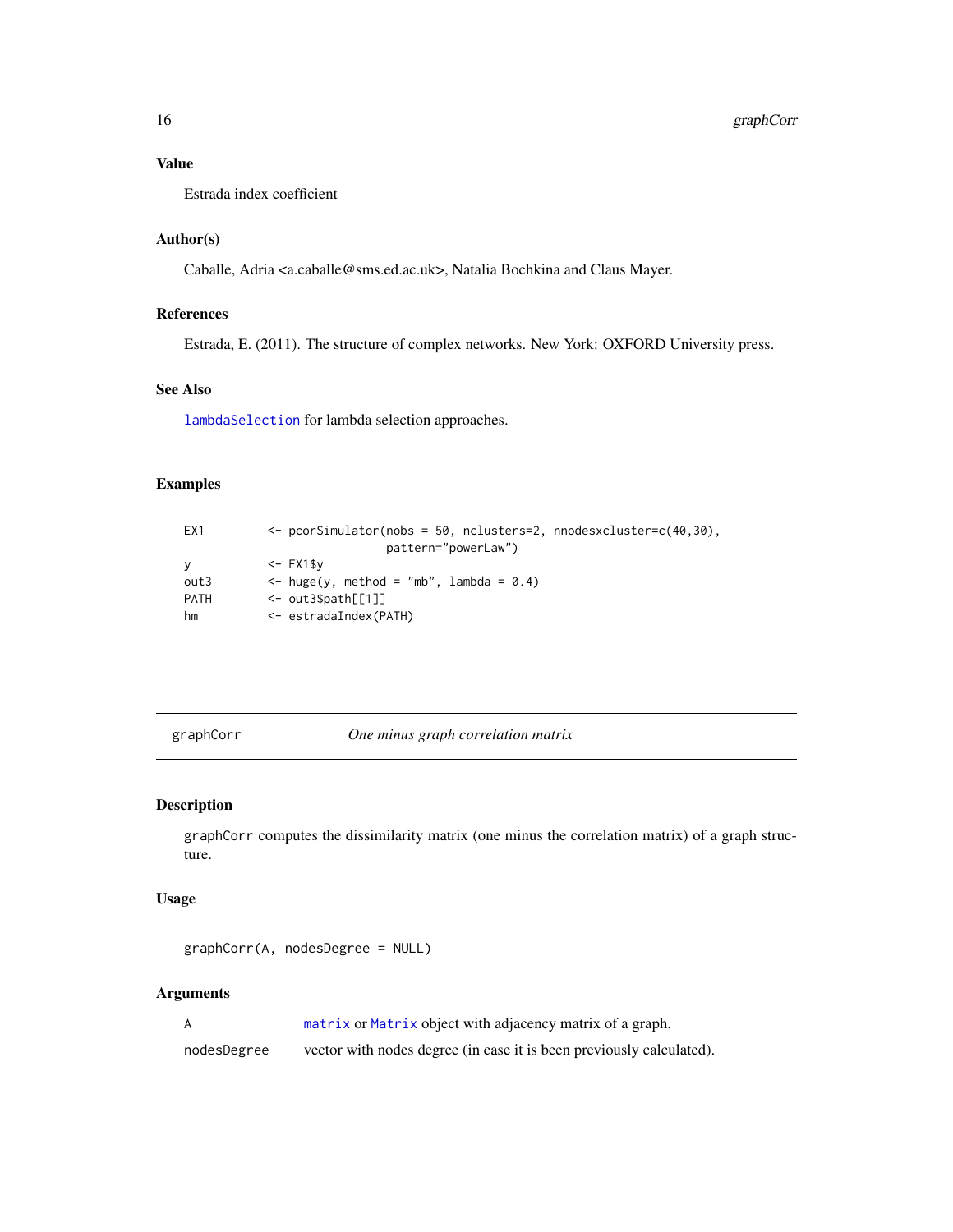### Value

Estrada index coefficient

### Author(s)

Caballe, Adria <a.caballe@sms.ed.ac.uk>, Natalia Bochkina and Claus Mayer.

### References

Estrada, E. (2011). The structure of complex networks. New York: OXFORD University press.

### See Also

`lambdaSelection` for lambda selection approaches.

### Examples

```
EX1         <- pcorSimulator(nobs = 50, nclusters=2, nnodesxcluster=c(40,30),
                    pattern="powerLaw")
y           <- EX1$y
out3        <- huge(y, method = "mb", lambda = 0.4)
PATH        <- out3$path[[1]]
hm          <- estradaIndex(PATH)
```

---

## graphCorr — *One minus graph correlation matrix*

### Description

graphCorr computes the dissimilarity matrix (one minus the correlation matrix) of a graph structure.

### Usage

```
graphCorr(A, nodesDegree = NULL)
```

### Arguments

| | |
|---|---|
| A | `matrix` or `Matrix` object with adjacency matrix of a graph. |
| nodesDegree | vector with nodes degree (in case it is been previously calculated). |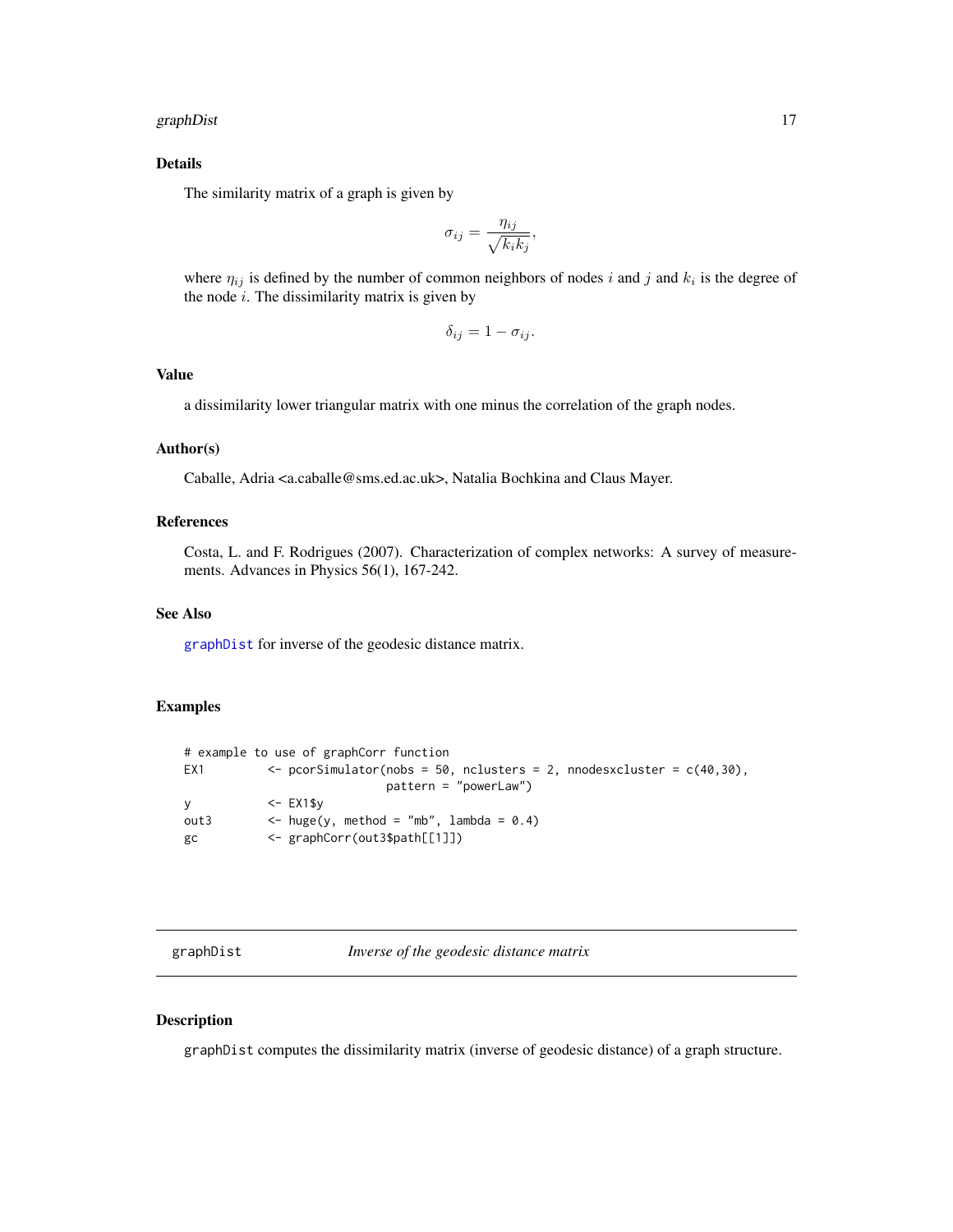## Details

The similarity matrix of a graph is given by

$$\sigma_{ij} = \frac{\eta_{ij}}{\sqrt{k_i k_j}},$$

where $\eta_{ij}$ is defined by the number of common neighbors of nodes $i$ and $j$ and $k_i$ is the degree of the node $i$. The dissimilarity matrix is given by

$$\delta_{ij} = 1 - \sigma_{ij}.$$

## Value

a dissimilarity lower triangular matrix with one minus the correlation of the graph nodes.

## Author(s)

Caballe, Adria <a.caballe@sms.ed.ac.uk>, Natalia Bochkina and Claus Mayer.

## References

Costa, L. and F. Rodrigues (2007). Characterization of complex networks: A survey of measurements. Advances in Physics 56(1), 167-242.

## See Also

`graphDist` for inverse of the geodesic distance matrix.

## Examples

```
# example to use of graphCorr function
EX1         <- pcorSimulator(nobs = 50, nclusters = 2, nnodesxcluster = c(40,30),
                             pattern = "powerLaw")
y           <- EX1$y
out3        <- huge(y, method = "mb", lambda = 0.4)
gc          <- graphCorr(out3$path[[1]])
```

---

# graphDist — *Inverse of the geodesic distance matrix*

## Description

`graphDist` computes the dissimilarity matrix (inverse of geodesic distance) of a graph structure.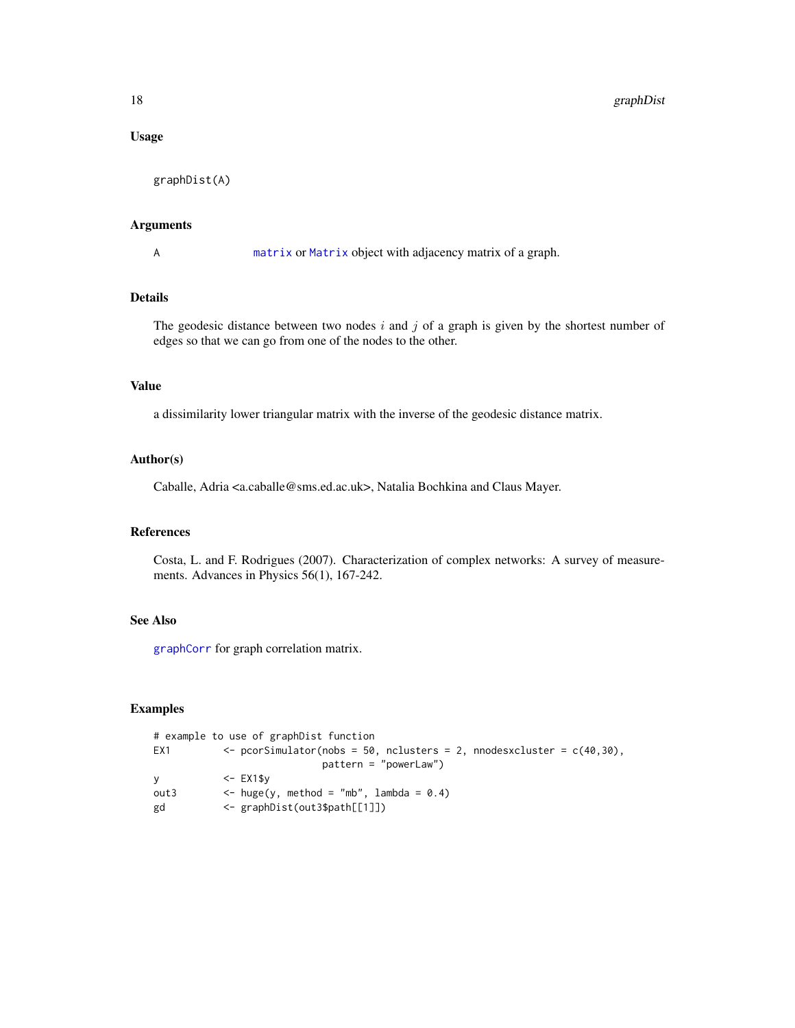### Usage

```
graphDist(A)
```

### Arguments

| | |
|---|---|
| A | matrix or Matrix object with adjacency matrix of a graph. |

### Details

The geodesic distance between two nodes $i$ and $j$ of a graph is given by the shortest number of edges so that we can go from one of the nodes to the other.

### Value

a dissimilarity lower triangular matrix with the inverse of the geodesic distance matrix.

### Author(s)

Caballe, Adria <a.caballe@sms.ed.ac.uk>, Natalia Bochkina and Claus Mayer.

### References

Costa, L. and F. Rodrigues (2007). Characterization of complex networks: A survey of measurements. Advances in Physics 56(1), 167-242.

### See Also

graphCorr for graph correlation matrix.

### Examples

```
# example to use of graphDist function
EX1        <- pcorSimulator(nobs = 50, nclusters = 2, nnodesxcluster = c(40,30),
                            pattern = "powerLaw")
y          <- EX1$y
out3       <- huge(y, method = "mb", lambda = 0.4)
gd         <- graphDist(out3$path[[1]])
```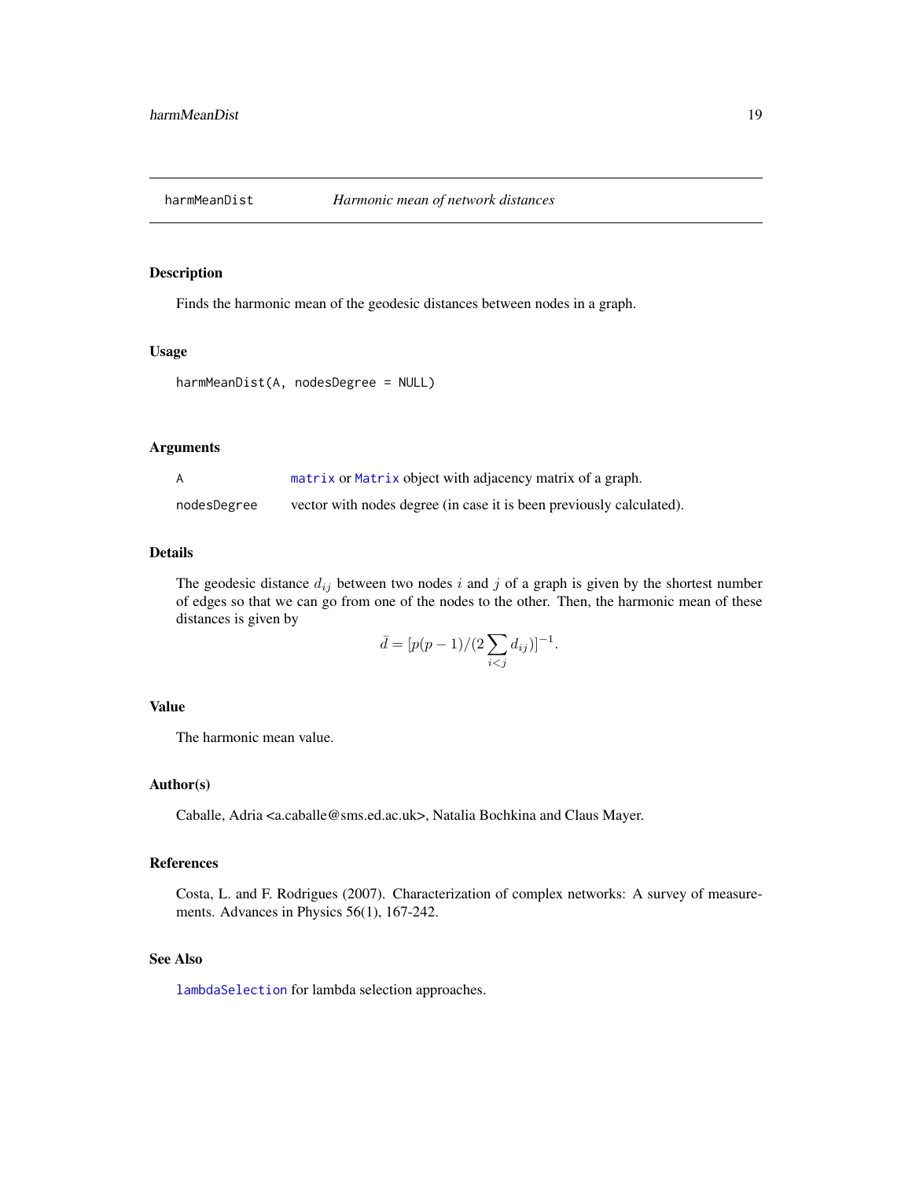harmMeanDist *Harmonic mean of network distances*

## Description

Finds the harmonic mean of the geodesic distances between nodes in a graph.

## Usage

```
harmMeanDist(A, nodesDegree = NULL)
```

## Arguments

| | |
|---|---|
| A | matrix or Matrix object with adjacency matrix of a graph. |
| nodesDegree | vector with nodes degree (in case it is been previously calculated). |

## Details

The geodesic distance $d_{ij}$ between two nodes $i$ and $j$ of a graph is given by the shortest number of edges so that we can go from one of the nodes to the other. Then, the harmonic mean of these distances is given by

$$\bar{d} = [p(p-1)/(2\sum_{i<j} d_{ij})]^{-1}.$$

## Value

The harmonic mean value.

## Author(s)

Caballe, Adria <a.caballe@sms.ed.ac.uk>, Natalia Bochkina and Claus Mayer.

## References

Costa, L. and F. Rodrigues (2007). Characterization of complex networks: A survey of measurements. Advances in Physics 56(1), 167-242.

## See Also

lambdaSelection for lambda selection approaches.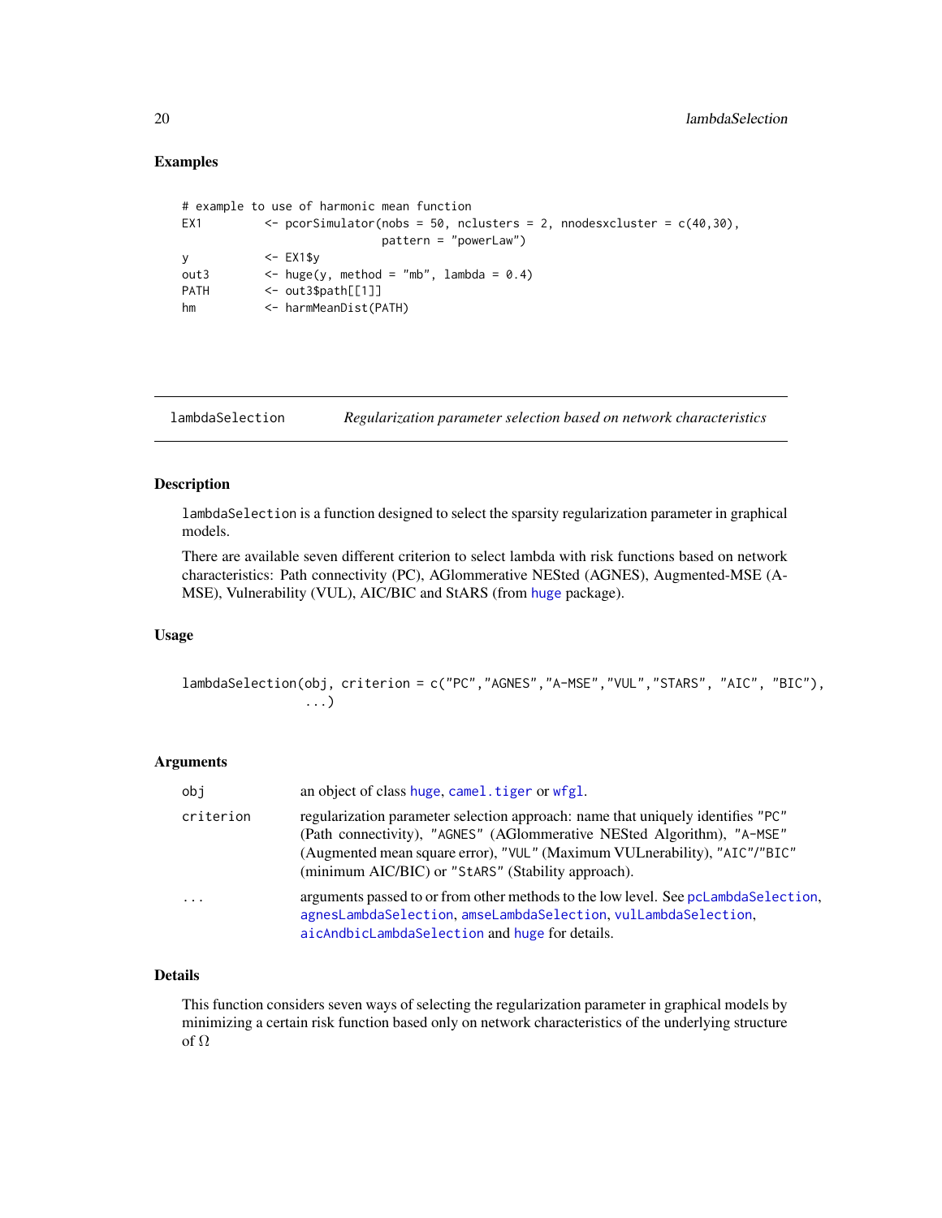## Examples

```
# example to use of harmonic mean function
EX1        <- pcorSimulator(nobs = 50, nclusters = 2, nnodesxcluster = c(40,30),
                         pattern = "powerLaw")
y          <- EX1$y
out3       <- huge(y, method = "mb", lambda = 0.4)
PATH       <- out3$path[[1]]
hm         <- harmMeanDist(PATH)
```

---

# lambdaSelection — *Regularization parameter selection based on network characteristics*

---

## Description

`lambdaSelection` is a function designed to select the sparsity regularization parameter in graphical models.

There are available seven different criterion to select lambda with risk functions based on network characteristics: Path connectivity (PC), AGlommerative NESted (AGNES), Augmented-MSE (A-MSE), Vulnerability (VUL), AIC/BIC and StARS (from huge package).

## Usage

```
lambdaSelection(obj, criterion = c("PC","AGNES","A-MSE","VUL","STARS", "AIC", "BIC"),
                ...)
```

## Arguments

| | |
|---|---|
| `obj` | an object of class huge, camel.tiger or wfgl. |
| `criterion` | regularization parameter selection approach: name that uniquely identifies "PC" (Path connectivity), "AGNES" (AGlommerative NESted Algorithm), "A-MSE" (Augmented mean square error), "VUL" (Maximum VULnerability), "AIC"/"BIC" (minimum AIC/BIC) or "StARS" (Stability approach). |
| `...` | arguments passed to or from other methods to the low level. See pcLambdaSelection, agnesLambdaSelection, amseLambdaSelection, vulLambdaSelection, aicAndbicLambdaSelection and huge for details. |

## Details

This function considers seven ways of selecting the regularization parameter in graphical models by minimizing a certain risk function based only on network characteristics of the underlying structure of $\Omega$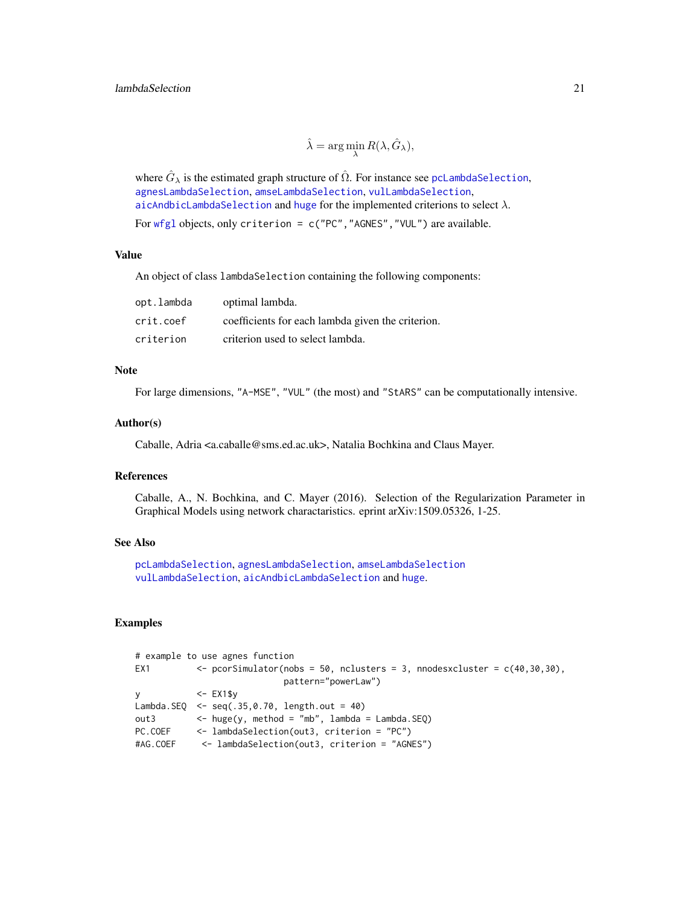$$\hat{\lambda} = \arg\min_{\lambda} R(\lambda, \hat{G}_\lambda),$$

where $\hat{G}_\lambda$ is the estimated graph structure of $\hat{\Omega}$. For instance see pcLambdaSelection, agnesLambdaSelection, amseLambdaSelection, vulLambdaSelection, aicAndbicLambdaSelection and huge for the implemented criterions to select $\lambda$.

For wfgl objects, only `criterion = c("PC","AGNES","VUL")` are available.

### Value

An object of class `lambdaSelection` containing the following components:

| | |
|---|---|
| `opt.lambda` | optimal lambda. |
| `crit.coef` | coefficients for each lambda given the criterion. |
| `criterion` | criterion used to select lambda. |

### Note

For large dimensions, "A-MSE", "VUL" (the most) and "StARS" can be computationally intensive.

### Author(s)

Caballe, Adria <a.caballe@sms.ed.ac.uk>, Natalia Bochkina and Claus Mayer.

### References

Caballe, A., N. Bochkina, and C. Mayer (2016). Selection of the Regularization Parameter in Graphical Models using network charactaristics. eprint arXiv:1509.05326, 1-25.

### See Also

pcLambdaSelection, agnesLambdaSelection, amseLambdaSelection vulLambdaSelection, aicAndbicLambdaSelection and huge.

### Examples

```
# example to use agnes function
EX1         <- pcorSimulator(nobs = 50, nclusters = 3, nnodesxcluster = c(40,30,30),
                             pattern="powerLaw")
y           <- EX1$y
Lambda.SEQ  <- seq(.35,0.70, length.out = 40)
out3        <- huge(y, method = "mb", lambda = Lambda.SEQ)
PC.COEF     <- lambdaSelection(out3, criterion = "PC")
#AG.COEF     <- lambdaSelection(out3, criterion = "AGNES")
```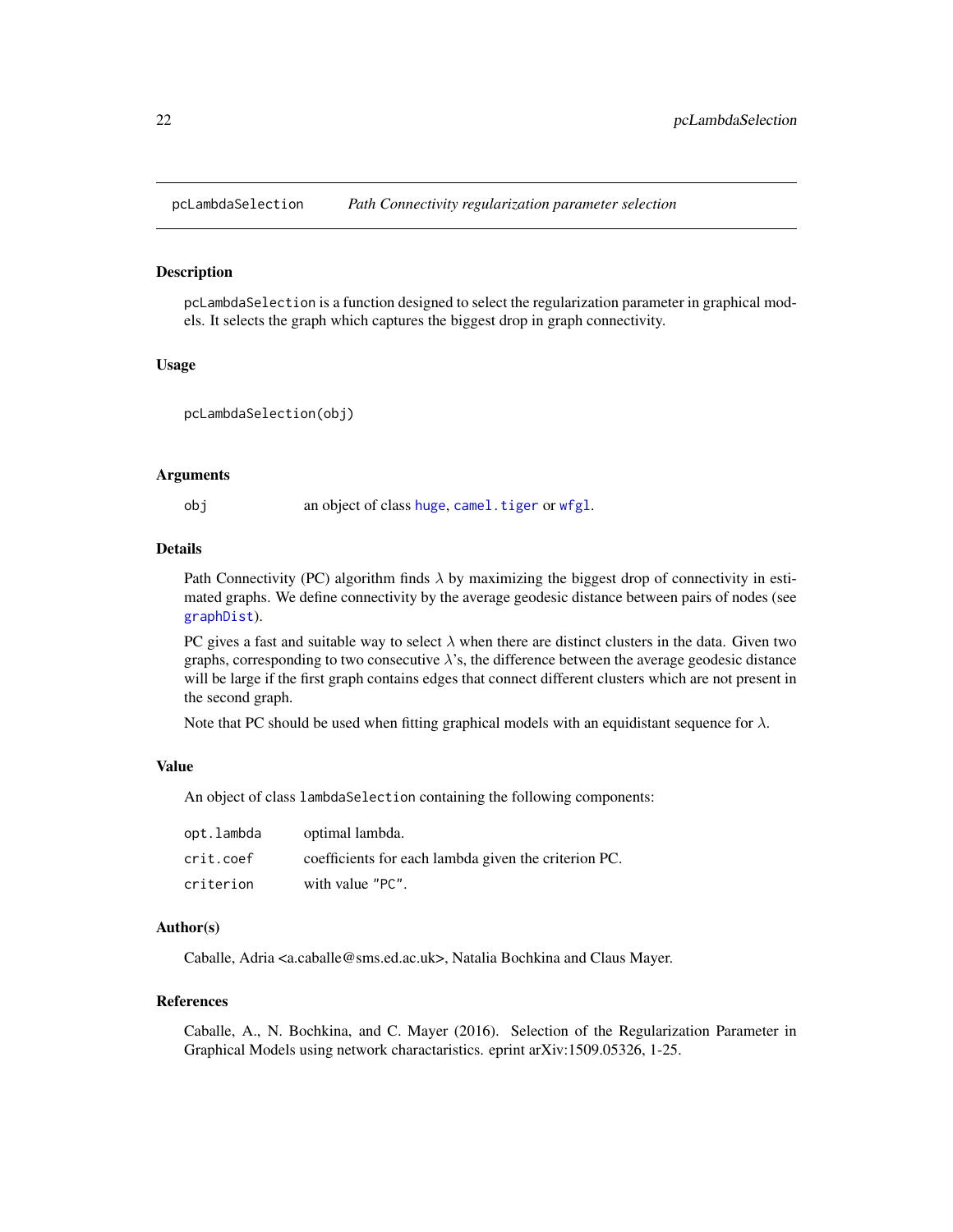## pcLambdaSelection — *Path Connectivity regularization parameter selection*

### Description

pcLambdaSelection is a function designed to select the regularization parameter in graphical models. It selects the graph which captures the biggest drop in graph connectivity.

### Usage

```
pcLambdaSelection(obj)
```

### Arguments

| | |
|---|---|
| obj | an object of class huge, camel.tiger or wfgl. |

### Details

Path Connectivity (PC) algorithm finds $\lambda$ by maximizing the biggest drop of connectivity in estimated graphs. We define connectivity by the average geodesic distance between pairs of nodes (see graphDist).

PC gives a fast and suitable way to select $\lambda$ when there are distinct clusters in the data. Given two graphs, corresponding to two consecutive $\lambda$'s, the difference between the average geodesic distance will be large if the first graph contains edges that connect different clusters which are not present in the second graph.

Note that PC should be used when fitting graphical models with an equidistant sequence for $\lambda$.

### Value

An object of class lambdaSelection containing the following components:

| | |
|---|---|
| opt.lambda | optimal lambda. |
| crit.coef | coefficients for each lambda given the criterion PC. |
| criterion | with value "PC". |

### Author(s)

Caballe, Adria <a.caballe@sms.ed.ac.uk>, Natalia Bochkina and Claus Mayer.

### References

Caballe, A., N. Bochkina, and C. Mayer (2016). Selection of the Regularization Parameter in Graphical Models using network charactaristics. eprint arXiv:1509.05326, 1-25.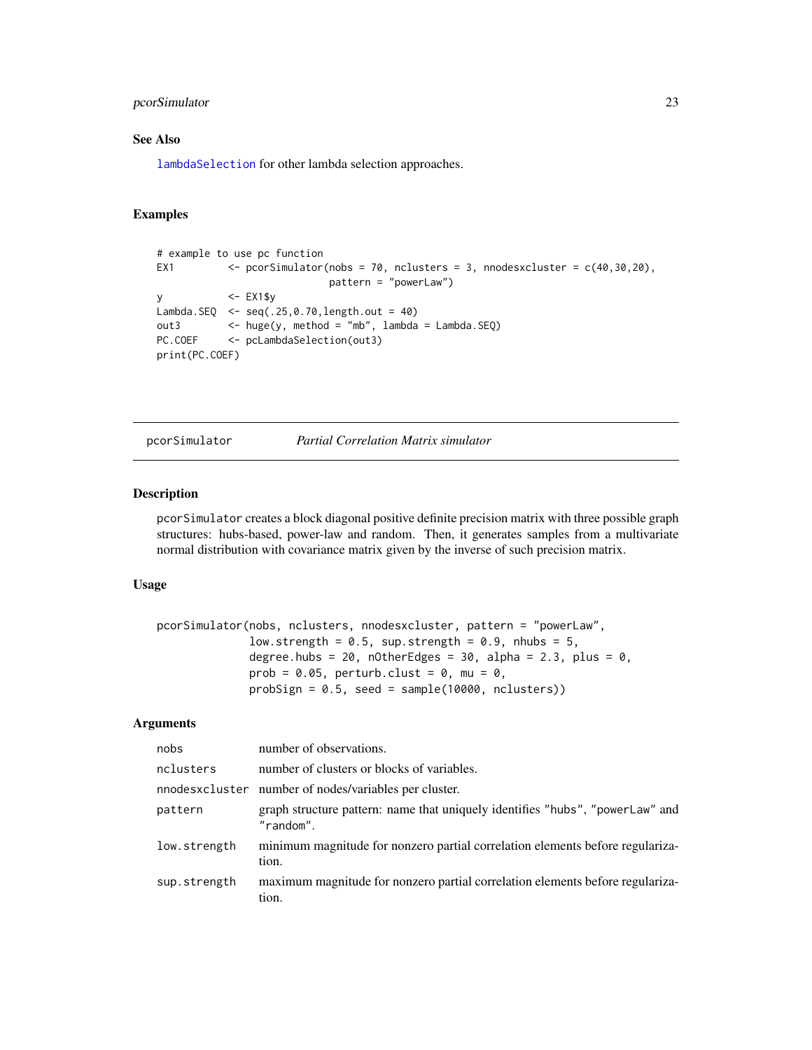### See Also

`lambdaSelection` for other lambda selection approaches.

### Examples

```
# example to use pc function
EX1         <- pcorSimulator(nobs = 70, nclusters = 3, nnodesxcluster = c(40,30,20),
                             pattern = "powerLaw")
y           <- EX1$y
Lambda.SEQ  <- seq(.25,0.70,length.out = 40)
out3        <- huge(y, method = "mb", lambda = Lambda.SEQ)
PC.COEF     <- pcLambdaSelection(out3)
print(PC.COEF)
```

---

## pcorSimulator *Partial Correlation Matrix simulator*

### Description

`pcorSimulator` creates a block diagonal positive definite precision matrix with three possible graph structures: hubs-based, power-law and random. Then, it generates samples from a multivariate normal distribution with covariance matrix given by the inverse of such precision matrix.

### Usage

```
pcorSimulator(nobs, nclusters, nnodesxcluster, pattern = "powerLaw",
              low.strength = 0.5, sup.strength = 0.9, nhubs = 5,
              degree.hubs = 20, nOtherEdges = 30, alpha = 2.3, plus = 0,
              prob = 0.05, perturb.clust = 0, mu = 0,
              probSign = 0.5, seed = sample(10000, nclusters))
```

### Arguments

| | |
|---|---|
| nobs | number of observations. |
| nclusters | number of clusters or blocks of variables. |
| nnodesxcluster | number of nodes/variables per cluster. |
| pattern | graph structure pattern: name that uniquely identifies "hubs", "powerLaw" and "random". |
| low.strength | minimum magnitude for nonzero partial correlation elements before regularization. |
| sup.strength | maximum magnitude for nonzero partial correlation elements before regularization. |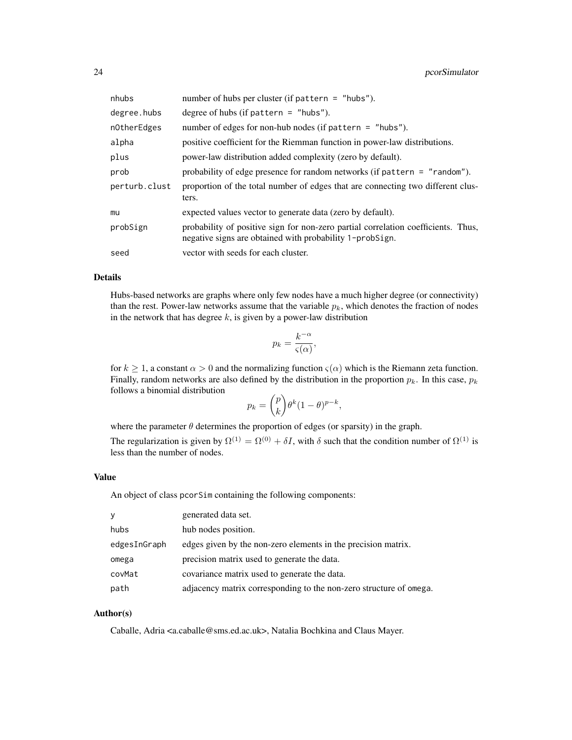| | |
|---|---|
| nhubs | number of hubs per cluster (if pattern = "hubs"). |
| degree.hubs | degree of hubs (if pattern = "hubs"). |
| nOtherEdges | number of edges for non-hub nodes (if pattern = "hubs"). |
| alpha | positive coefficient for the Riemman function in power-law distributions. |
| plus | power-law distribution added complexity (zero by default). |
| prob | probability of edge presence for random networks (if pattern = "random"). |
| perturb.clust | proportion of the total number of edges that are connecting two different clusters. |
| mu | expected values vector to generate data (zero by default). |
| probSign | probability of positive sign for non-zero partial correlation coefficients. Thus, negative signs are obtained with probability 1-probSign. |
| seed | vector with seeds for each cluster. |

## Details

Hubs-based networks are graphs where only few nodes have a much higher degree (or connectivity) than the rest. Power-law networks assume that the variable $p_k$, which denotes the fraction of nodes in the network that has degree $k$, is given by a power-law distribution

$$p_k = \frac{k^{-\alpha}}{\varsigma(\alpha)},$$

for $k \geq 1$, a constant $\alpha > 0$ and the normalizing function $\varsigma(\alpha)$ which is the Riemann zeta function. Finally, random networks are also defined by the distribution in the proportion $p_k$. In this case, $p_k$ follows a binomial distribution

$$p_k = \binom{p}{k} \theta^k (1-\theta)^{p-k},$$

where the parameter $\theta$ determines the proportion of edges (or sparsity) in the graph.

The regularization is given by $\Omega^{(1)} = \Omega^{(0)} + \delta I$, with $\delta$ such that the condition number of $\Omega^{(1)}$ is less than the number of nodes.

## Value

An object of class pcorSim containing the following components:

| | |
|---|---|
| y | generated data set. |
| hubs | hub nodes position. |
| edgesInGraph | edges given by the non-zero elements in the precision matrix. |
| omega | precision matrix used to generate the data. |
| covMat | covariance matrix used to generate the data. |
| path | adjacency matrix corresponding to the non-zero structure of omega. |

## Author(s)

Caballe, Adria <a.caballe@sms.ed.ac.uk>, Natalia Bochkina and Claus Mayer.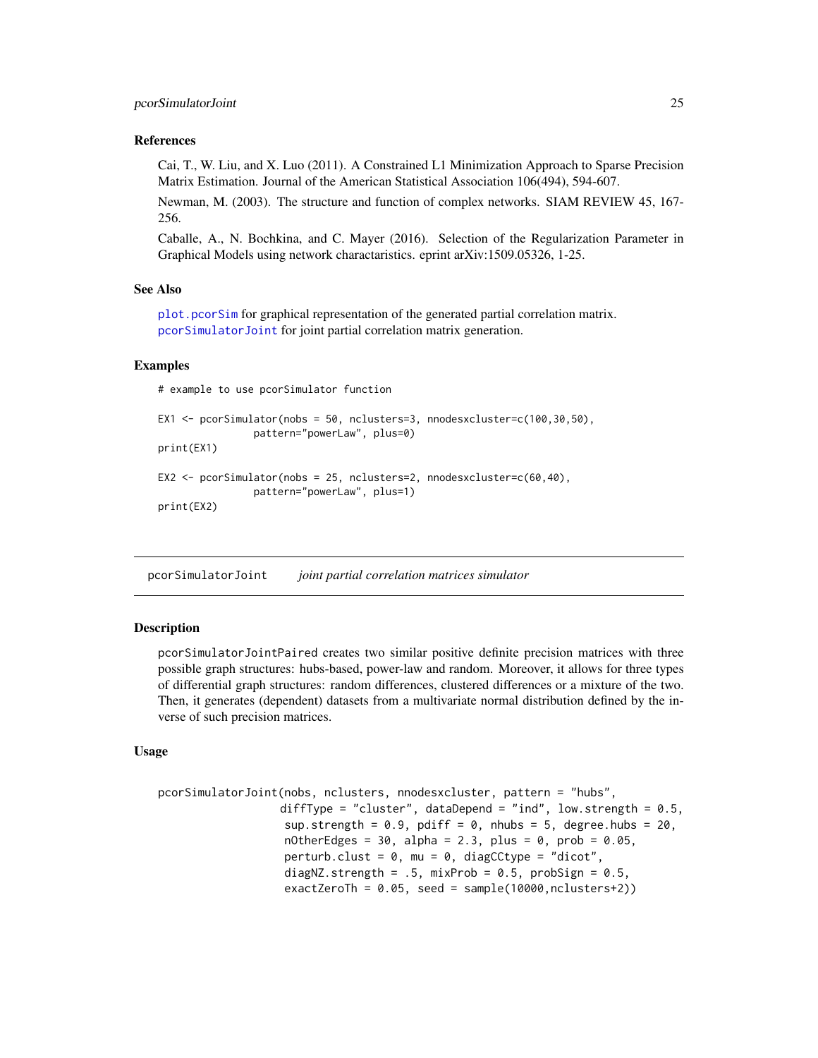### References

Cai, T., W. Liu, and X. Luo (2011). A Constrained L1 Minimization Approach to Sparse Precision Matrix Estimation. Journal of the American Statistical Association 106(494), 594-607.

Newman, M. (2003). The structure and function of complex networks. SIAM REVIEW 45, 167-256.

Caballe, A., N. Bochkina, and C. Mayer (2016). Selection of the Regularization Parameter in Graphical Models using network charactaristics. eprint arXiv:1509.05326, 1-25.

### See Also

`plot.pcorSim` for graphical representation of the generated partial correlation matrix. `pcorSimulatorJoint` for joint partial correlation matrix generation.

### Examples

```
# example to use pcorSimulator function

EX1 <- pcorSimulator(nobs = 50, nclusters=3, nnodesxcluster=c(100,30,50),
              pattern="powerLaw", plus=0)
print(EX1)

EX2 <- pcorSimulator(nobs = 25, nclusters=2, nnodesxcluster=c(60,40),
              pattern="powerLaw", plus=1)
print(EX2)
```

---

## pcorSimulatorJoint — *joint partial correlation matrices simulator*

### Description

pcorSimulatorJointPaired creates two similar positive definite precision matrices with three possible graph structures: hubs-based, power-law and random. Moreover, it allows for three types of differential graph structures: random differences, clustered differences or a mixture of the two. Then, it generates (dependent) datasets from a multivariate normal distribution defined by the inverse of such precision matrices.

### Usage

```
pcorSimulatorJoint(nobs, nclusters, nnodesxcluster, pattern = "hubs",
                  diffType = "cluster", dataDepend = "ind", low.strength = 0.5,
                   sup.strength = 0.9, pdiff = 0, nhubs = 5, degree.hubs = 20,
                   nOtherEdges = 30, alpha = 2.3, plus = 0, prob = 0.05,
                   perturb.clust = 0, mu = 0, diagCCtype = "dicot",
                   diagNZ.strength = .5, mixProb = 0.5, probSign = 0.5,
                   exactZeroTh = 0.05, seed = sample(10000,nclusters+2))
```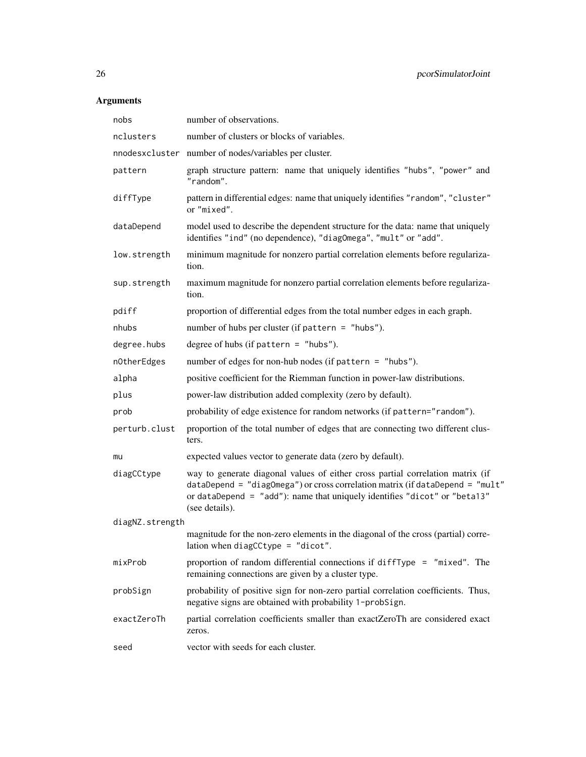## Arguments

| | |
|---|---|
| `nobs` | number of observations. |
| `nclusters` | number of clusters or blocks of variables. |
| `nnodesxcluster` | number of nodes/variables per cluster. |
| `pattern` | graph structure pattern: name that uniquely identifies "hubs", "power" and "random". |
| `diffType` | pattern in differential edges: name that uniquely identifies "random", "cluster" or "mixed". |
| `dataDepend` | model used to describe the dependent structure for the data: name that uniquely identifies "ind" (no dependence), "diagOmega", "mult" or "add". |
| `low.strength` | minimum magnitude for nonzero partial correlation elements before regularization. |
| `sup.strength` | maximum magnitude for nonzero partial correlation elements before regularization. |
| `pdiff` | proportion of differential edges from the total number edges in each graph. |
| `nhubs` | number of hubs per cluster (if `pattern = "hubs"`). |
| `degree.hubs` | degree of hubs (if `pattern = "hubs"`). |
| `nOtherEdges` | number of edges for non-hub nodes (if `pattern = "hubs"`). |
| `alpha` | positive coefficient for the Riemman function in power-law distributions. |
| `plus` | power-law distribution added complexity (zero by default). |
| `prob` | probability of edge existence for random networks (if `pattern="random"`). |
| `perturb.clust` | proportion of the total number of edges that are connecting two different clusters. |
| `mu` | expected values vector to generate data (zero by default). |
| `diagCCtype` | way to generate diagonal values of either cross partial correlation matrix (if `dataDepend = "diagOmega"`) or cross correlation matrix (if `dataDepend = "mult"` or `dataDepend = "add"`): name that uniquely identifies "dicot" or "beta13" (see details). |
| `diagNZ.strength` | magnitude for the non-zero elements in the diagonal of the cross (partial) correlation when `diagCCtype = "dicot"`. |
| `mixProb` | proportion of random differential connections if `diffType = "mixed"`. The remaining connections are given by a cluster type. |
| `probSign` | probability of positive sign for non-zero partial correlation coefficients. Thus, negative signs are obtained with probability `1-probSign`. |
| `exactZeroTh` | partial correlation coefficients smaller than exactZeroTh are considered exact zeros. |
| `seed` | vector with seeds for each cluster. |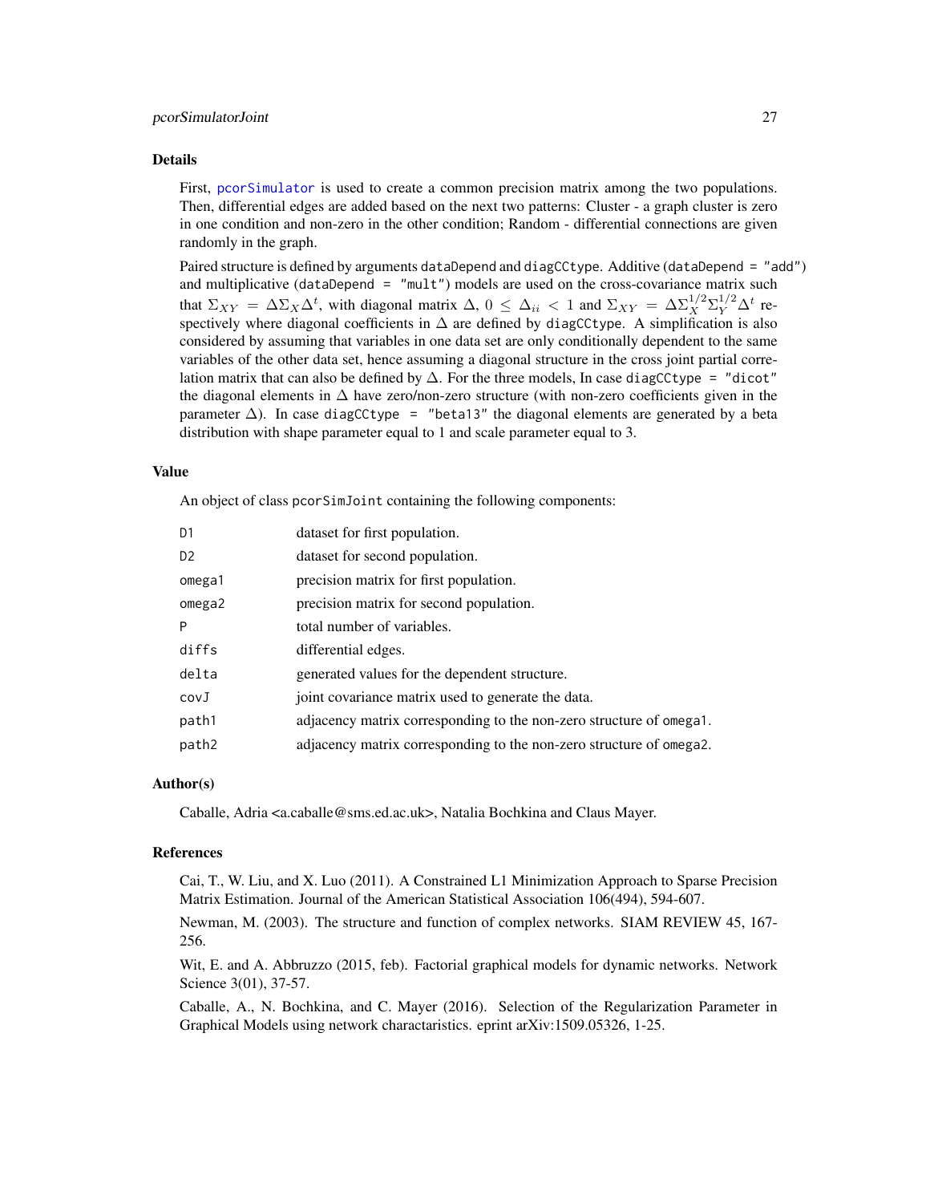### Details

First, pcorSimulator is used to create a common precision matrix among the two populations. Then, differential edges are added based on the next two patterns: Cluster - a graph cluster is zero in one condition and non-zero in the other condition; Random - differential connections are given randomly in the graph.

Paired structure is defined by arguments `dataDepend` and `diagCCtype`. Additive (`dataDepend = "add"`) and multiplicative (`dataDepend = "mult"`) models are used on the cross-covariance matrix such that $\Sigma_{XY} = \Delta\Sigma_X\Delta^t$, with diagonal matrix $\Delta$, $0 \leq \Delta_{ii} < 1$ and $\Sigma_{XY} = \Delta\Sigma_X^{1/2}\Sigma_Y^{1/2}\Delta^t$ respectively where diagonal coefficients in $\Delta$ are defined by `diagCCtype`. A simplification is also considered by assuming that variables in one data set are only conditionally dependent to the same variables of the other data set, hence assuming a diagonal structure in the cross joint partial correlation matrix that can also be defined by $\Delta$. For the three models, In case `diagCCtype = "dicot"` the diagonal elements in $\Delta$ have zero/non-zero structure (with non-zero coefficients given in the parameter $\Delta$). In case `diagCCtype = "beta13"` the diagonal elements are generated by a beta distribution with shape parameter equal to 1 and scale parameter equal to 3.

### Value

An object of class `pcorSimJoint` containing the following components:

| | |
|---|---|
| D1 | dataset for first population. |
| D2 | dataset for second population. |
| omega1 | precision matrix for first population. |
| omega2 | precision matrix for second population. |
| P | total number of variables. |
| diffs | differential edges. |
| delta | generated values for the dependent structure. |
| covJ | joint covariance matrix used to generate the data. |
| path1 | adjacency matrix corresponding to the non-zero structure of omega1. |
| path2 | adjacency matrix corresponding to the non-zero structure of omega2. |

### Author(s)

Caballe, Adria <a.caballe@sms.ed.ac.uk>, Natalia Bochkina and Claus Mayer.

### References

Cai, T., W. Liu, and X. Luo (2011). A Constrained L1 Minimization Approach to Sparse Precision Matrix Estimation. Journal of the American Statistical Association 106(494), 594-607.

Newman, M. (2003). The structure and function of complex networks. SIAM REVIEW 45, 167-256.

Wit, E. and A. Abbruzzo (2015, feb). Factorial graphical models for dynamic networks. Network Science 3(01), 37-57.

Caballe, A., N. Bochkina, and C. Mayer (2016). Selection of the Regularization Parameter in Graphical Models using network charactaristics. eprint arXiv:1509.05326, 1-25.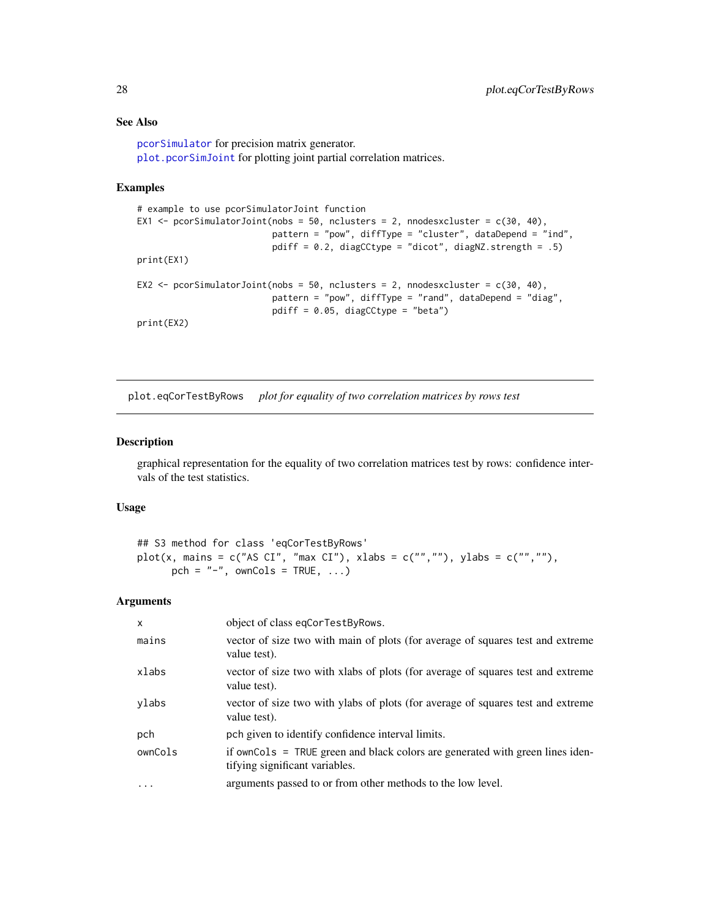## See Also

`pcorSimulator` for precision matrix generator.
`plot.pcorSimJoint` for plotting joint partial correlation matrices.

## Examples

```
# example to use pcorSimulatorJoint function
EX1 <- pcorSimulatorJoint(nobs = 50, nclusters = 2, nnodesxcluster = c(30, 40),
                          pattern = "pow", diffType = "cluster", dataDepend = "ind",
                          pdiff = 0.2, diagCCtype = "dicot", diagNZ.strength = .5)
print(EX1)

EX2 <- pcorSimulatorJoint(nobs = 50, nclusters = 2, nnodesxcluster = c(30, 40),
                          pattern = "pow", diffType = "rand", dataDepend = "diag",
                          pdiff = 0.05, diagCCtype = "beta")
print(EX2)
```

---

# plot.eqCorTestByRows *plot for equality of two correlation matrices by rows test*

---

## Description

graphical representation for the equality of two correlation matrices test by rows: confidence intervals of the test statistics.

## Usage

```
## S3 method for class 'eqCorTestByRows'
plot(x, mains = c("AS CI", "max CI"), xlabs = c("",""), ylabs = c("",""),
      pch = "-", ownCols = TRUE, ...)
```

## Arguments

| | |
|---|---|
| x | object of class eqCorTestByRows. |
| mains | vector of size two with main of plots (for average of squares test and extreme value test). |
| xlabs | vector of size two with xlabs of plots (for average of squares test and extreme value test). |
| ylabs | vector of size two with ylabs of plots (for average of squares test and extreme value test). |
| pch | pch given to identify confidence interval limits. |
| ownCols | if ownCols = TRUE green and black colors are generated with green lines identifying significant variables. |
| ... | arguments passed to or from other methods to the low level. |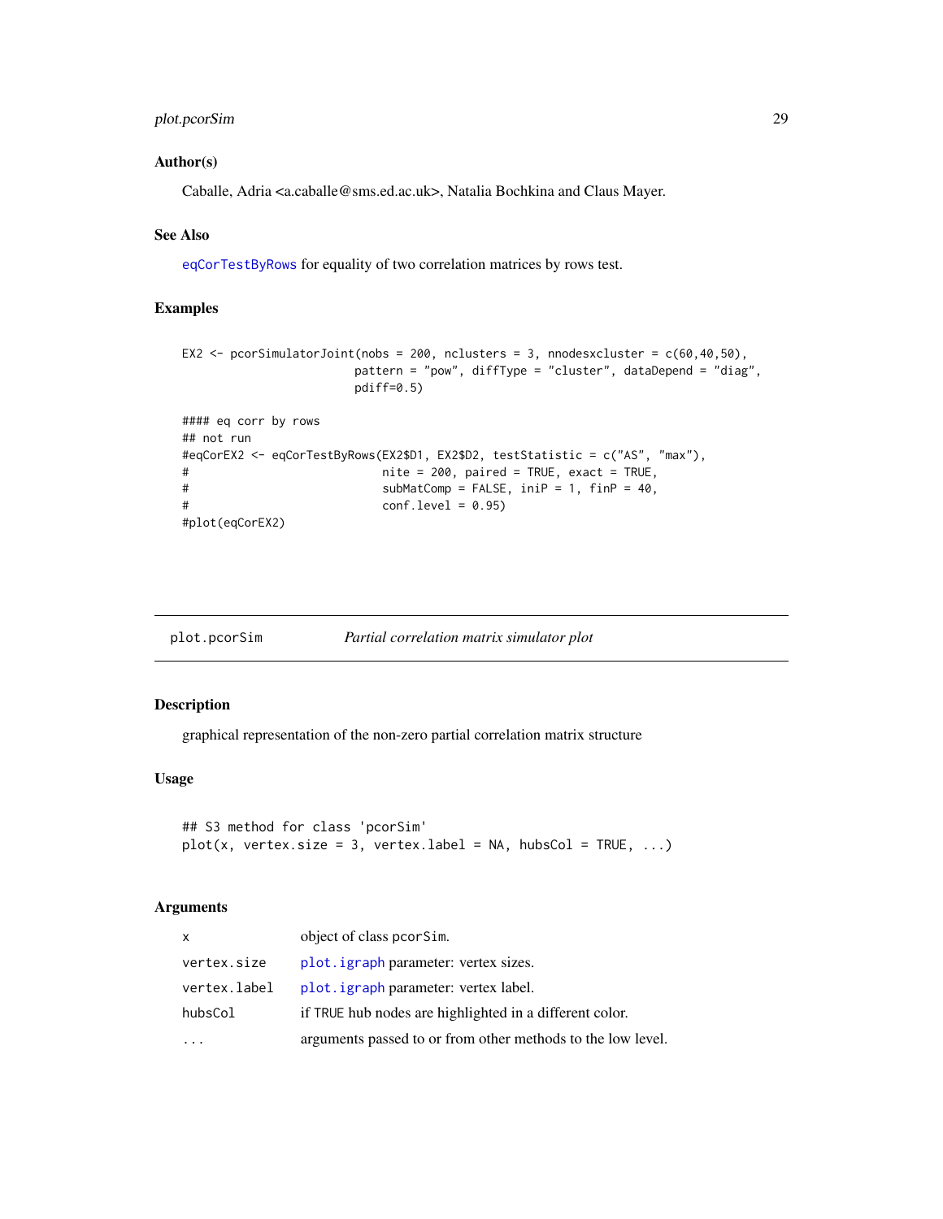### Author(s)

Caballe, Adria <a.caballe@sms.ed.ac.uk>, Natalia Bochkina and Claus Mayer.

### See Also

eqCorTestByRows for equality of two correlation matrices by rows test.

### Examples

```
EX2 <- pcorSimulatorJoint(nobs = 200, nclusters = 3, nnodesxcluster = c(60,40,50),
                         pattern = "pow", diffType = "cluster", dataDepend = "diag",
                         pdiff=0.5)

#### eq corr by rows
## not run
#eqCorEX2 <- eqCorTestByRows(EX2$D1, EX2$D2, testStatistic = c("AS", "max"),
#                            nite = 200, paired = TRUE, exact = TRUE,
#                            subMatComp = FALSE, iniP = 1, finP = 40,
#                            conf.level = 0.95)
#plot(eqCorEX2)
```

---

## plot.pcorSim — *Partial correlation matrix simulator plot*

### Description

graphical representation of the non-zero partial correlation matrix structure

### Usage

```
## S3 method for class 'pcorSim'
plot(x, vertex.size = 3, vertex.label = NA, hubsCol = TRUE, ...)
```

### Arguments

| | |
|---|---|
| x | object of class pcorSim. |
| vertex.size | plot.igraph parameter: vertex sizes. |
| vertex.label | plot.igraph parameter: vertex label. |
| hubsCol | if TRUE hub nodes are highlighted in a different color. |
| ... | arguments passed to or from other methods to the low level. |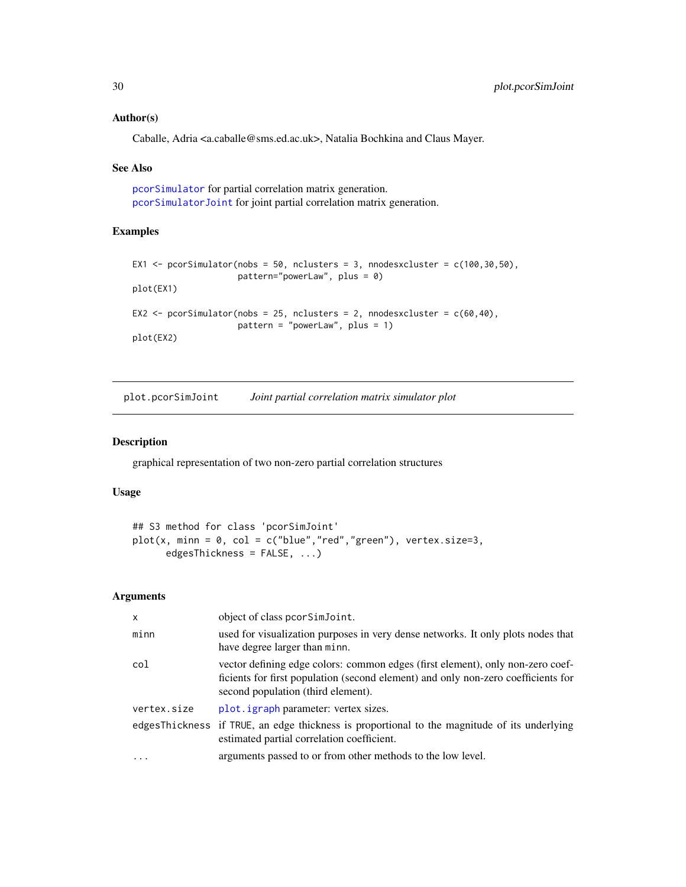### Author(s)

Caballe, Adria <a.caballe@sms.ed.ac.uk>, Natalia Bochkina and Claus Mayer.

### See Also

`pcorSimulator` for partial correlation matrix generation.
`pcorSimulatorJoint` for joint partial correlation matrix generation.

### Examples

```
EX1 <- pcorSimulator(nobs = 50, nclusters = 3, nnodesxcluster = c(100,30,50),
                     pattern="powerLaw", plus = 0)
plot(EX1)

EX2 <- pcorSimulator(nobs = 25, nclusters = 2, nnodesxcluster = c(60,40),
                     pattern = "powerLaw", plus = 1)
plot(EX2)
```

---

## plot.pcorSimJoint — *Joint partial correlation matrix simulator plot*

### Description

graphical representation of two non-zero partial correlation structures

### Usage

```
## S3 method for class 'pcorSimJoint'
plot(x, minn = 0, col = c("blue","red","green"), vertex.size=3,
      edgesThickness = FALSE, ...)
```

### Arguments

| | |
|---|---|
| `x` | object of class `pcorSimJoint`. |
| `minn` | used for visualization purposes in very dense networks. It only plots nodes that have degree larger than `minn`. |
| `col` | vector defining edge colors: common edges (first element), only non-zero coefficients for first population (second element) and only non-zero coefficients for second population (third element). |
| `vertex.size` | `plot.igraph` parameter: vertex sizes. |
| `edgesThickness` | if `TRUE`, an edge thickness is proportional to the magnitude of its underlying estimated partial correlation coefficient. |
| `...` | arguments passed to or from other methods to the low level. |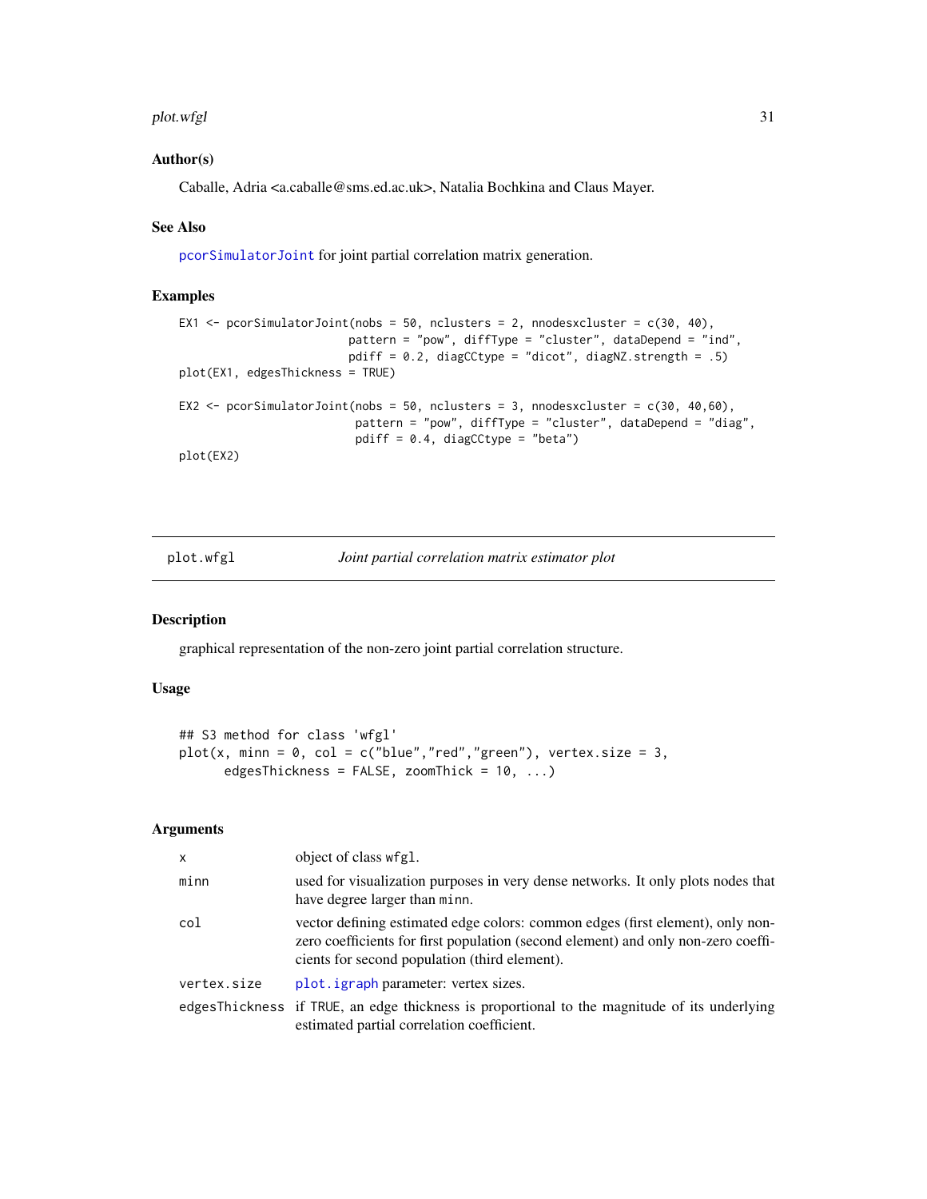## Author(s)

Caballe, Adria <a.caballe@sms.ed.ac.uk>, Natalia Bochkina and Claus Mayer.

## See Also

pcorSimulatorJoint for joint partial correlation matrix generation.

## Examples

```
EX1 <- pcorSimulatorJoint(nobs = 50, nclusters = 2, nnodesxcluster = c(30, 40),
                          pattern = "pow", diffType = "cluster", dataDepend = "ind",
                          pdiff = 0.2, diagCCtype = "dicot", diagNZ.strength = .5)
plot(EX1, edgesThickness = TRUE)

EX2 <- pcorSimulatorJoint(nobs = 50, nclusters = 3, nnodesxcluster = c(30, 40,60),
                           pattern = "pow", diffType = "cluster", dataDepend = "diag",
                           pdiff = 0.4, diagCCtype = "beta")
plot(EX2)
```

---

# plot.wfgl — *Joint partial correlation matrix estimator plot*

## Description

graphical representation of the non-zero joint partial correlation structure.

## Usage

```
## S3 method for class 'wfgl'
plot(x, minn = 0, col = c("blue","red","green"), vertex.size = 3,
      edgesThickness = FALSE, zoomThick = 10, ...)
```

## Arguments

| | |
|---|---|
| x | object of class wfgl. |
| minn | used for visualization purposes in very dense networks. It only plots nodes that have degree larger than minn. |
| col | vector defining estimated edge colors: common edges (first element), only non-zero coefficients for first population (second element) and only non-zero coefficients for second population (third element). |
| vertex.size | plot.igraph parameter: vertex sizes. |
| edgesThickness | if TRUE, an edge thickness is proportional to the magnitude of its underlying estimated partial correlation coefficient. |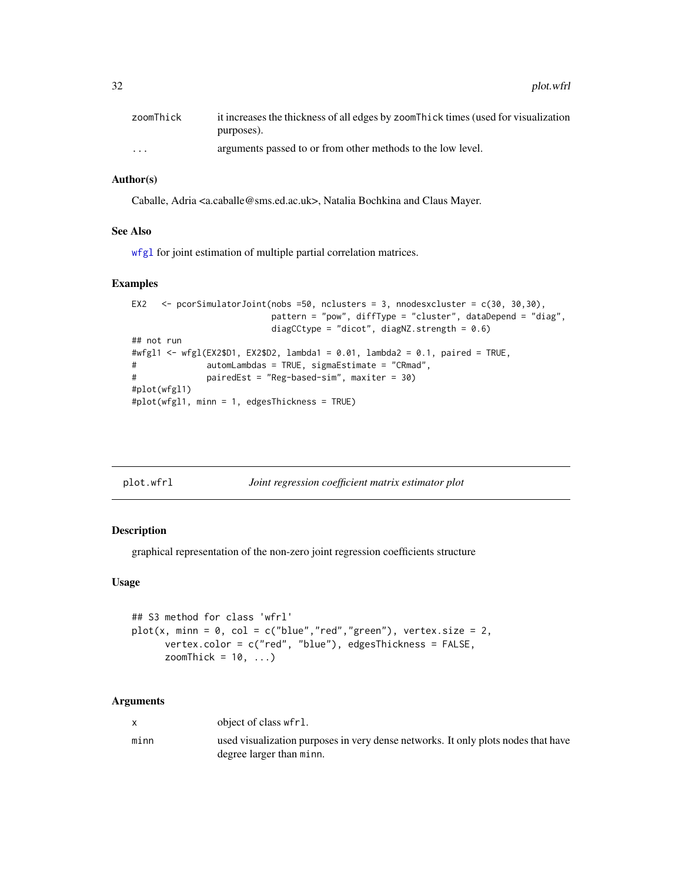| | |
|---|---|
| zoomThick | it increases the thickness of all edges by zoomThick times (used for visualization purposes). |
| ... | arguments passed to or from other methods to the low level. |

### Author(s)

Caballe, Adria <a.caballe@sms.ed.ac.uk>, Natalia Bochkina and Claus Mayer.

### See Also

wfgl for joint estimation of multiple partial correlation matrices.

### Examples

```
EX2   <- pcorSimulatorJoint(nobs =50, nclusters = 3, nnodesxcluster = c(30, 30,30),
                          pattern = "pow", diffType = "cluster", dataDepend = "diag",
                          diagCCtype = "dicot", diagNZ.strength = 0.6)
## not run
#wfgl1 <- wfgl(EX2$D1, EX2$D2, lambda1 = 0.01, lambda2 = 0.1, paired = TRUE,
#              automLambdas = TRUE, sigmaEstimate = "CRmad",
#              pairedEst = "Reg-based-sim", maxiter = 30)
#plot(wfgl1)
#plot(wfgl1, minn = 1, edgesThickness = TRUE)
```

---

## plot.wfrl — *Joint regression coefficient matrix estimator plot*

### Description

graphical representation of the non-zero joint regression coefficients structure

### Usage

```
## S3 method for class 'wfrl'
plot(x, minn = 0, col = c("blue","red","green"), vertex.size = 2,
      vertex.color = c("red", "blue"), edgesThickness = FALSE,
      zoomThick = 10, ...)
```

### Arguments

| | |
|---|---|
| x | object of class wfrl. |
| minn | used visualization purposes in very dense networks. It only plots nodes that have degree larger than minn. |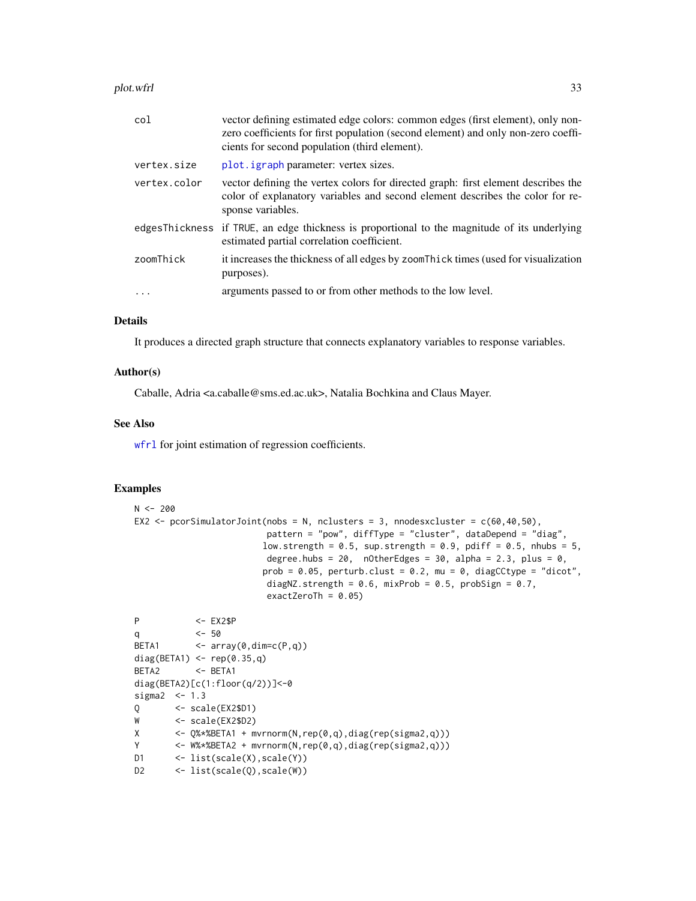| | |
|---|---|
| col | vector defining estimated edge colors: common edges (first element), only non-zero coefficients for first population (second element) and only non-zero coefficients for second population (third element). |
| vertex.size | plot.igraph parameter: vertex sizes. |
| vertex.color | vector defining the vertex colors for directed graph: first element describes the color of explanatory variables and second element describes the color for response variables. |
| edgesThickness | if TRUE, an edge thickness is proportional to the magnitude of its underlying estimated partial correlation coefficient. |
| zoomThick | it increases the thickness of all edges by zoomThick times (used for visualization purposes). |
| ... | arguments passed to or from other methods to the low level. |

## Details

It produces a directed graph structure that connects explanatory variables to response variables.

## Author(s)

Caballe, Adria <a.caballe@sms.ed.ac.uk>, Natalia Bochkina and Claus Mayer.

## See Also

wfrl for joint estimation of regression coefficients.

## Examples

```
N <- 200
EX2 <- pcorSimulatorJoint(nobs = N, nclusters = 3, nnodesxcluster = c(60,40,50),
                          pattern = "pow", diffType = "cluster", dataDepend = "diag",
                         low.strength = 0.5, sup.strength = 0.9, pdiff = 0.5, nhubs = 5,
                          degree.hubs = 20,  nOtherEdges = 30, alpha = 2.3, plus = 0,
                         prob = 0.05, perturb.clust = 0.2, mu = 0, diagCCtype = "dicot",
                          diagNZ.strength = 0.6, mixProb = 0.5, probSign = 0.7,
                          exactZeroTh = 0.05)

P           <- EX2$P
q           <- 50
BETA1       <- array(0,dim=c(P,q))
diag(BETA1) <- rep(0.35,q)
BETA2       <- BETA1
diag(BETA2)[c(1:floor(q/2))]<-0
sigma2  <- 1.3
Q       <- scale(EX2$D1)
W       <- scale(EX2$D2)
X       <- Q%*%BETA1 + mvrnorm(N,rep(0,q),diag(rep(sigma2,q)))
Y       <- W%*%BETA2 + mvrnorm(N,rep(0,q),diag(rep(sigma2,q)))
D1      <- list(scale(X),scale(Y))
D2      <- list(scale(Q),scale(W))
```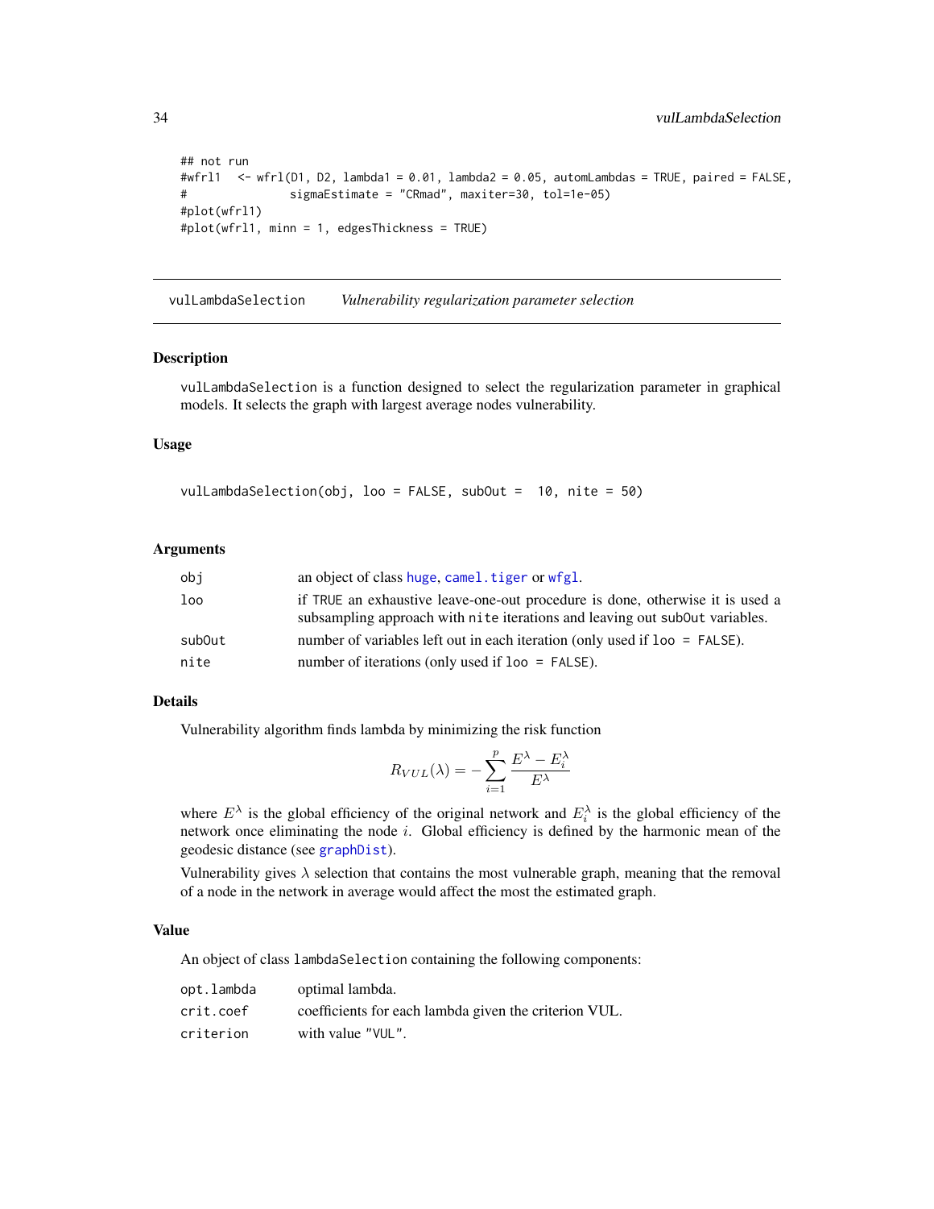```
## not run
#wfrl1  <- wfrl(D1, D2, lambda1 = 0.01, lambda2 = 0.05, automLambdas = TRUE, paired = FALSE,
#               sigmaEstimate = "CRmad", maxiter=30, tol=1e-05)
#plot(wfrl1)
#plot(wfrl1, minn = 1, edgesThickness = TRUE)
```

## vulLambdaSelection    *Vulnerability regularization parameter selection*

### Description

vulLambdaSelection is a function designed to select the regularization parameter in graphical models. It selects the graph with largest average nodes vulnerability.

### Usage

```
vulLambdaSelection(obj, loo = FALSE, subOut =  10, nite = 50)
```

### Arguments

| | |
|---|---|
| obj | an object of class huge, camel.tiger or wfgl. |
| loo | if TRUE an exhaustive leave-one-out procedure is done, otherwise it is used a subsampling approach with nite iterations and leaving out subOut variables. |
| subOut | number of variables left out in each iteration (only used if loo = FALSE). |
| nite | number of iterations (only used if loo = FALSE). |

### Details

Vulnerability algorithm finds lambda by minimizing the risk function

$$R_{VUL}(\lambda) = -\sum_{i=1}^{p} \frac{E^{\lambda} - E_i^{\lambda}}{E^{\lambda}}$$

where $E^{\lambda}$ is the global efficiency of the original network and $E_i^{\lambda}$ is the global efficiency of the network once eliminating the node $i$. Global efficiency is defined by the harmonic mean of the geodesic distance (see graphDist).

Vulnerability gives $\lambda$ selection that contains the most vulnerable graph, meaning that the removal of a node in the network in average would affect the most the estimated graph.

### Value

An object of class lambdaSelection containing the following components:

| | |
|---|---|
| opt.lambda | optimal lambda. |
| crit.coef | coefficients for each lambda given the criterion VUL. |
| criterion | with value "VUL". |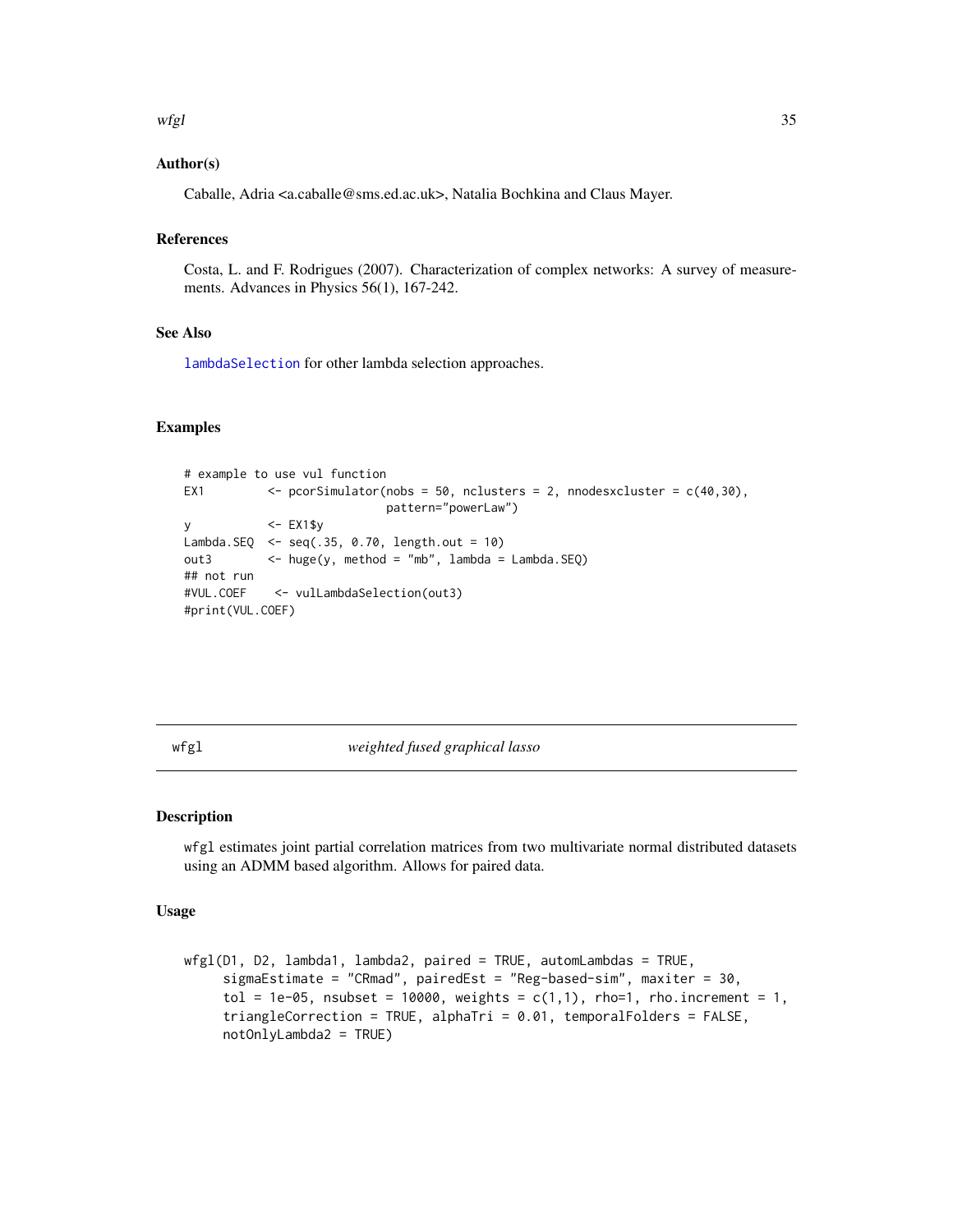### Author(s)

Caballe, Adria <a.caballe@sms.ed.ac.uk>, Natalia Bochkina and Claus Mayer.

### References

Costa, L. and F. Rodrigues (2007). Characterization of complex networks: A survey of measurements. Advances in Physics 56(1), 167-242.

### See Also

lambdaSelection for other lambda selection approaches.

### Examples

```
# example to use vul function
EX1        <- pcorSimulator(nobs = 50, nclusters = 2, nnodesxcluster = c(40,30),
                            pattern="powerLaw")
y          <- EX1$y
Lambda.SEQ <- seq(.35, 0.70, length.out = 10)
out3       <- huge(y, method = "mb", lambda = Lambda.SEQ)
## not run
#VUL.COEF    <- vulLambdaSelection(out3)
#print(VUL.COEF)
```

---

## wfgl — *weighted fused graphical lasso*

### Description

wfgl estimates joint partial correlation matrices from two multivariate normal distributed datasets using an ADMM based algorithm. Allows for paired data.

### Usage

```
wfgl(D1, D2, lambda1, lambda2, paired = TRUE, automLambdas = TRUE,
     sigmaEstimate = "CRmad", pairedEst = "Reg-based-sim", maxiter = 30,
     tol = 1e-05, nsubset = 10000, weights = c(1,1), rho=1, rho.increment = 1,
     triangleCorrection = TRUE, alphaTri = 0.01, temporalFolders = FALSE,
     notOnlyLambda2 = TRUE)
```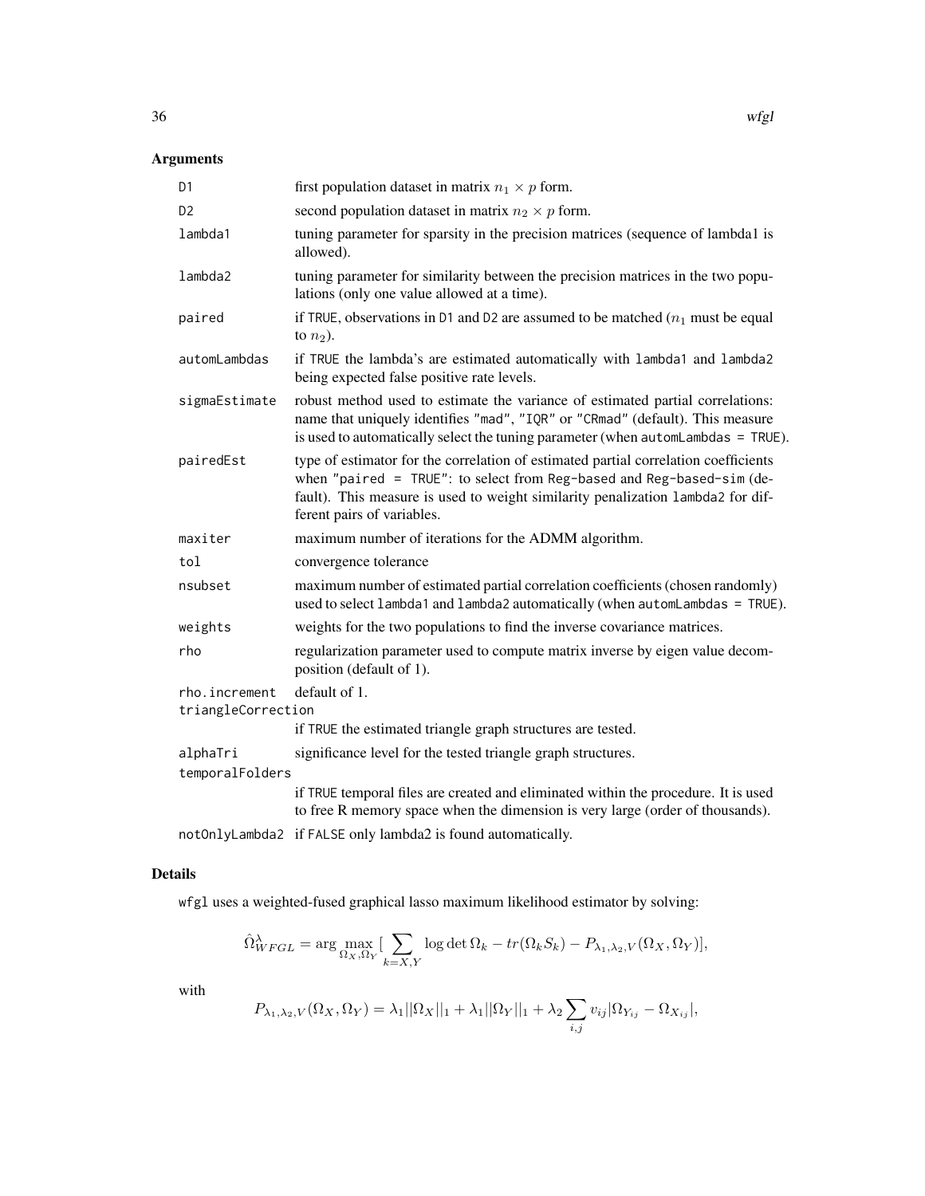## Arguments

| | |
|---|---|
| D1 | first population dataset in matrix $n_1 \times p$ form. |
| D2 | second population dataset in matrix $n_2 \times p$ form. |
| lambda1 | tuning parameter for sparsity in the precision matrices (sequence of lambda1 is allowed). |
| lambda2 | tuning parameter for similarity between the precision matrices in the two populations (only one value allowed at a time). |
| paired | if TRUE, observations in D1 and D2 are assumed to be matched ($n_1$ must be equal to $n_2$). |
| automLambdas | if TRUE the lambda's are estimated automatically with lambda1 and lambda2 being expected false positive rate levels. |
| sigmaEstimate | robust method used to estimate the variance of estimated partial correlations: name that uniquely identifies "mad", "IQR" or "CRmad" (default). This measure is used to automatically select the tuning parameter (when automLambdas = TRUE). |
| pairedEst | type of estimator for the correlation of estimated partial correlation coefficients when "paired = TRUE": to select from Reg-based and Reg-based-sim (default). This measure is used to weight similarity penalization lambda2 for different pairs of variables. |
| maxiter | maximum number of iterations for the ADMM algorithm. |
| tol | convergence tolerance |
| nsubset | maximum number of estimated partial correlation coefficients (chosen randomly) used to select lambda1 and lambda2 automatically (when automLambdas = TRUE). |
| weights | weights for the two populations to find the inverse covariance matrices. |
| rho | regularization parameter used to compute matrix inverse by eigen value decomposition (default of 1). |
| rho.increment | default of 1. |
| triangleCorrection | if TRUE the estimated triangle graph structures are tested. |
| alphaTri | significance level for the tested triangle graph structures. |
| temporalFolders | if TRUE temporal files are created and eliminated within the procedure. It is used to free R memory space when the dimension is very large (order of thousands). |
| notOnlyLambda2 | if FALSE only lambda2 is found automatically. |

## Details

wfgl uses a weighted-fused graphical lasso maximum likelihood estimator by solving:

$$\hat{\Omega}^{\lambda}_{WFGL} = \arg\max_{\Omega_X,\Omega_Y} [\sum_{k=X,Y} \log\det\Omega_k - tr(\Omega_k S_k) - P_{\lambda_1,\lambda_2,V}(\Omega_X,\Omega_Y)],$$

with

$$P_{\lambda_1,\lambda_2,V}(\Omega_X,\Omega_Y) = \lambda_1||\Omega_X||_1 + \lambda_1||\Omega_Y||_1 + \lambda_2\sum_{i,j} v_{ij}|\Omega_{Y_{ij}} - \Omega_{X_{ij}}|,$$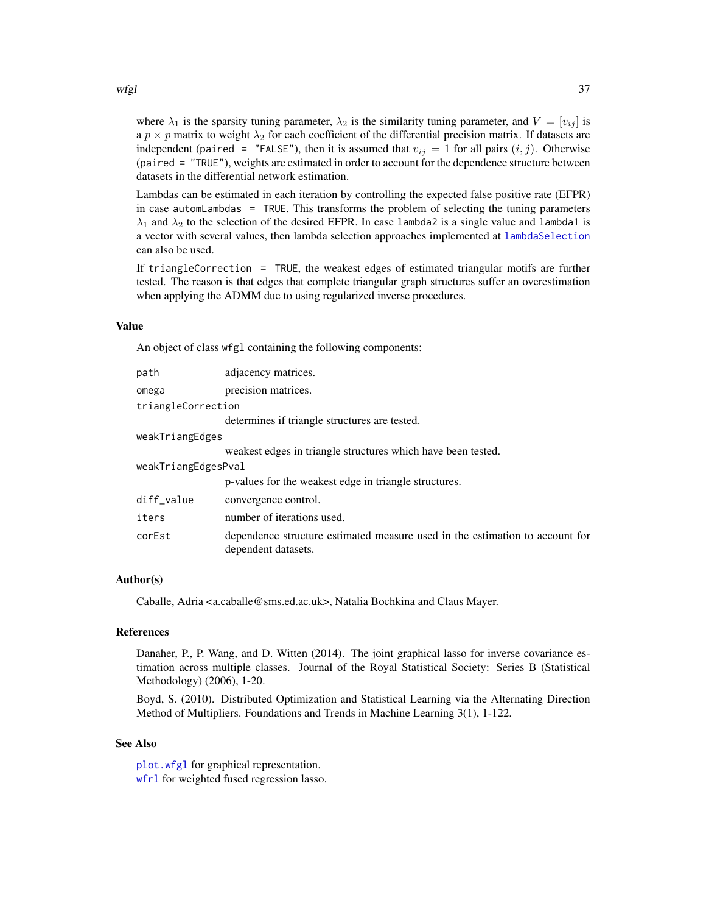where $\lambda_1$ is the sparsity tuning parameter, $\lambda_2$ is the similarity tuning parameter, and $V = [v_{ij}]$ is a $p \times p$ matrix to weight $\lambda_2$ for each coefficient of the differential precision matrix. If datasets are independent (`paired = "FALSE"`), then it is assumed that $v_{ij} = 1$ for all pairs $(i, j)$. Otherwise (`paired = "TRUE"`), weights are estimated in order to account for the dependence structure between datasets in the differential network estimation.

Lambdas can be estimated in each iteration by controlling the expected false positive rate (EFPR) in case `automLambdas = TRUE`. This transforms the problem of selecting the tuning parameters $\lambda_1$ and $\lambda_2$ to the selection of the desired EFPR. In case `lambda2` is a single value and `lambda1` is a vector with several values, then lambda selection approaches implemented at `lambdaSelection` can also be used.

If `triangleCorrection = TRUE`, the weakest edges of estimated triangular motifs are further tested. The reason is that edges that complete triangular graph structures suffer an overestimation when applying the ADMM due to using regularized inverse procedures.

### Value

An object of class `wfgl` containing the following components:

| | |
|---|---|
| `path` | adjacency matrices. |
| `omega` | precision matrices. |
| `triangleCorrection` | determines if triangle structures are tested. |
| `weakTriangEdges` | weakest edges in triangle structures which have been tested. |
| `weakTriangEdgesPval` | p-values for the weakest edge in triangle structures. |
| `diff_value` | convergence control. |
| `iters` | number of iterations used. |
| `corEst` | dependence structure estimated measure used in the estimation to account for dependent datasets. |

### Author(s)

Caballe, Adria <a.caballe@sms.ed.ac.uk>, Natalia Bochkina and Claus Mayer.

### References

Danaher, P., P. Wang, and D. Witten (2014). The joint graphical lasso for inverse covariance estimation across multiple classes. Journal of the Royal Statistical Society: Series B (Statistical Methodology) (2006), 1-20.

Boyd, S. (2010). Distributed Optimization and Statistical Learning via the Alternating Direction Method of Multipliers. Foundations and Trends in Machine Learning 3(1), 1-122.

### See Also

`plot.wfgl` for graphical representation.
`wfrl` for weighted fused regression lasso.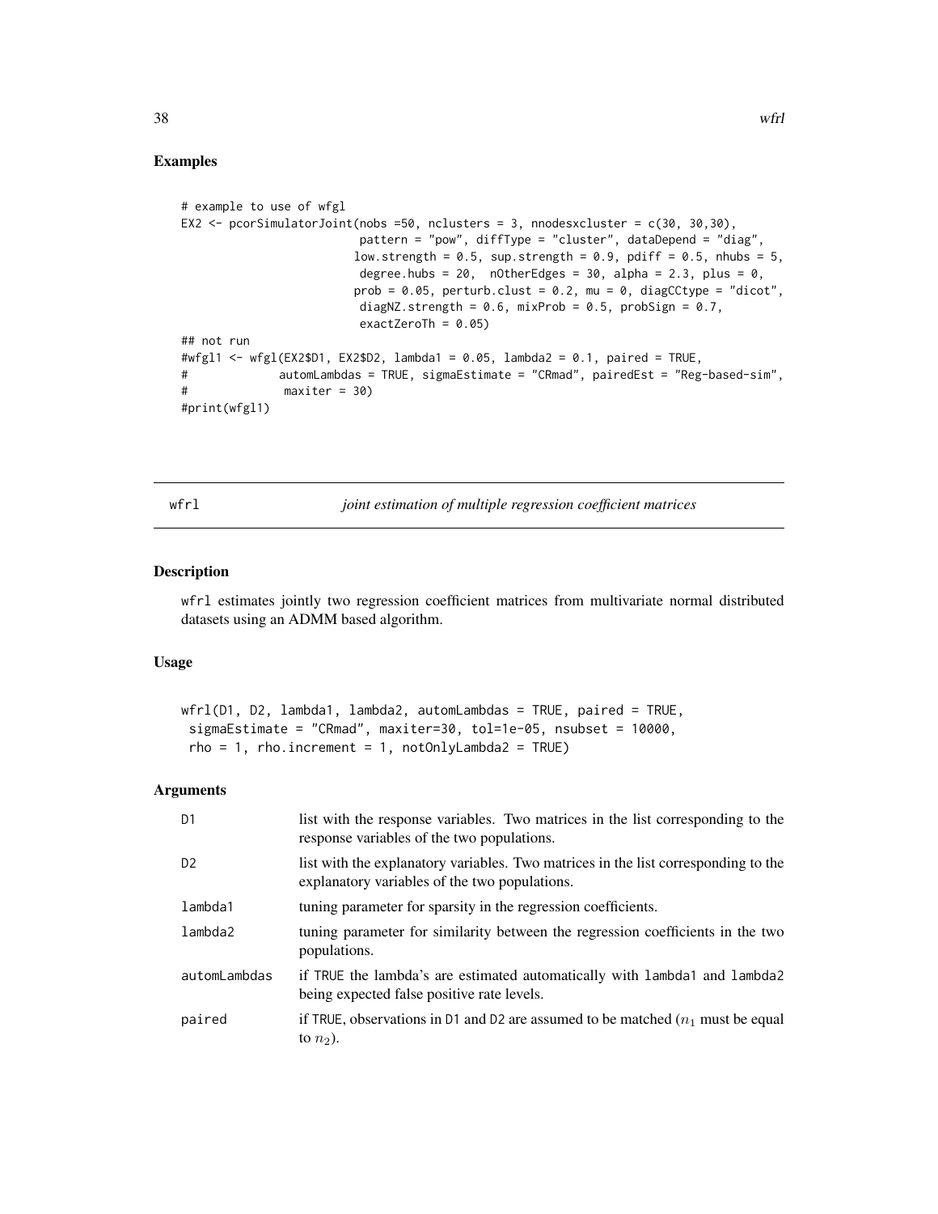## Examples

```
# example to use of wfgl
EX2 <- pcorSimulatorJoint(nobs =50, nclusters = 3, nnodesxcluster = c(30, 30,30),
                         pattern = "pow", diffType = "cluster", dataDepend = "diag",
                        low.strength = 0.5, sup.strength = 0.9, pdiff = 0.5, nhubs = 5,
                         degree.hubs = 20,  nOtherEdges = 30, alpha = 2.3, plus = 0,
                        prob = 0.05, perturb.clust = 0.2, mu = 0, diagCCtype = "dicot",
                         diagNZ.strength = 0.6, mixProb = 0.5, probSign = 0.7,
                         exactZeroTh = 0.05)
## not run
#wfgl1 <- wfgl(EX2$D1, EX2$D2, lambda1 = 0.05, lambda2 = 0.1, paired = TRUE,
#             automLambdas = TRUE, sigmaEstimate = "CRmad", pairedEst = "Reg-based-sim",
#              maxiter = 30)
#print(wfgl1)
```

---

## wfrl — *joint estimation of multiple regression coefficient matrices*

---

### Description

wfrl estimates jointly two regression coefficient matrices from multivariate normal distributed datasets using an ADMM based algorithm.

### Usage

```
wfrl(D1, D2, lambda1, lambda2, automLambdas = TRUE, paired = TRUE,
 sigmaEstimate = "CRmad", maxiter=30, tol=1e-05, nsubset = 10000,
 rho = 1, rho.increment = 1, notOnlyLambda2 = TRUE)
```

### Arguments

| | |
|---|---|
| D1 | list with the response variables. Two matrices in the list corresponding to the response variables of the two populations. |
| D2 | list with the explanatory variables. Two matrices in the list corresponding to the explanatory variables of the two populations. |
| lambda1 | tuning parameter for sparsity in the regression coefficients. |
| lambda2 | tuning parameter for similarity between the regression coefficients in the two populations. |
| automLambdas | if TRUE the lambda's are estimated automatically with lambda1 and lambda2 being expected false positive rate levels. |
| paired | if TRUE, observations in D1 and D2 are assumed to be matched ($n_1$ must be equal to $n_2$). |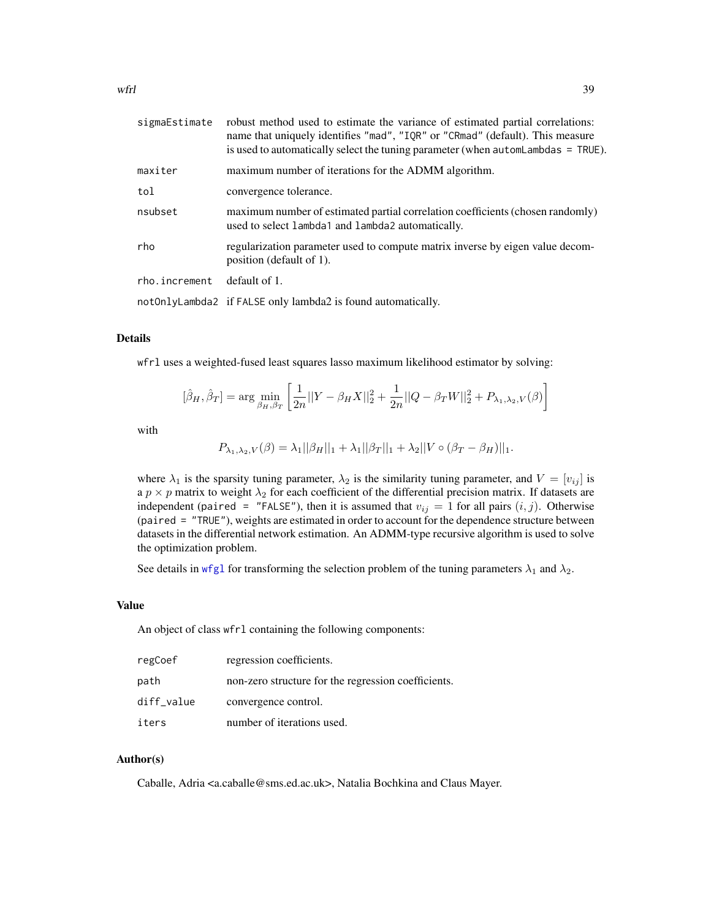| | |
|---|---|
| sigmaEstimate | robust method used to estimate the variance of estimated partial correlations: name that uniquely identifies "mad", "IQR" or "CRmad" (default). This measure is used to automatically select the tuning parameter (when automLambdas = TRUE). |
| maxiter | maximum number of iterations for the ADMM algorithm. |
| tol | convergence tolerance. |
| nsubset | maximum number of estimated partial correlation coefficients (chosen randomly) used to select lambda1 and lambda2 automatically. |
| rho | regularization parameter used to compute matrix inverse by eigen value decomposition (default of 1). |
| rho.increment | default of 1. |
| notOnlyLambda2 | if FALSE only lambda2 is found automatically. |

## Details

wfrl uses a weighted-fused least squares lasso maximum likelihood estimator by solving:

$$[\hat{\beta}_H, \hat{\beta}_T] = \arg \min_{\beta_H, \beta_T} \left[ \frac{1}{2n} ||Y - \beta_H X||_2^2 + \frac{1}{2n} ||Q - \beta_T W||_2^2 + P_{\lambda_1, \lambda_2, V}(\beta) \right]$$

with

$$P_{\lambda_1, \lambda_2, V}(\beta) = \lambda_1 ||\beta_H||_1 + \lambda_1 ||\beta_T||_1 + \lambda_2 ||V \circ (\beta_T - \beta_H)||_1.$$

where $\lambda_1$ is the sparsity tuning parameter, $\lambda_2$ is the similarity tuning parameter, and $V = [v_{ij}]$ is a $p \times p$ matrix to weight $\lambda_2$ for each coefficient of the differential precision matrix. If datasets are independent (paired = "FALSE"), then it is assumed that $v_{ij} = 1$ for all pairs $(i, j)$. Otherwise (paired = "TRUE"), weights are estimated in order to account for the dependence structure between datasets in the differential network estimation. An ADMM-type recursive algorithm is used to solve the optimization problem.

See details in wfgl for transforming the selection problem of the tuning parameters $\lambda_1$ and $\lambda_2$.

## Value

An object of class wfrl containing the following components:

| | |
|---|---|
| regCoef | regression coefficients. |
| path | non-zero structure for the regression coefficients. |
| diff_value | convergence control. |
| iters | number of iterations used. |

## Author(s)

Caballe, Adria <a.caballe@sms.ed.ac.uk>, Natalia Bochkina and Claus Mayer.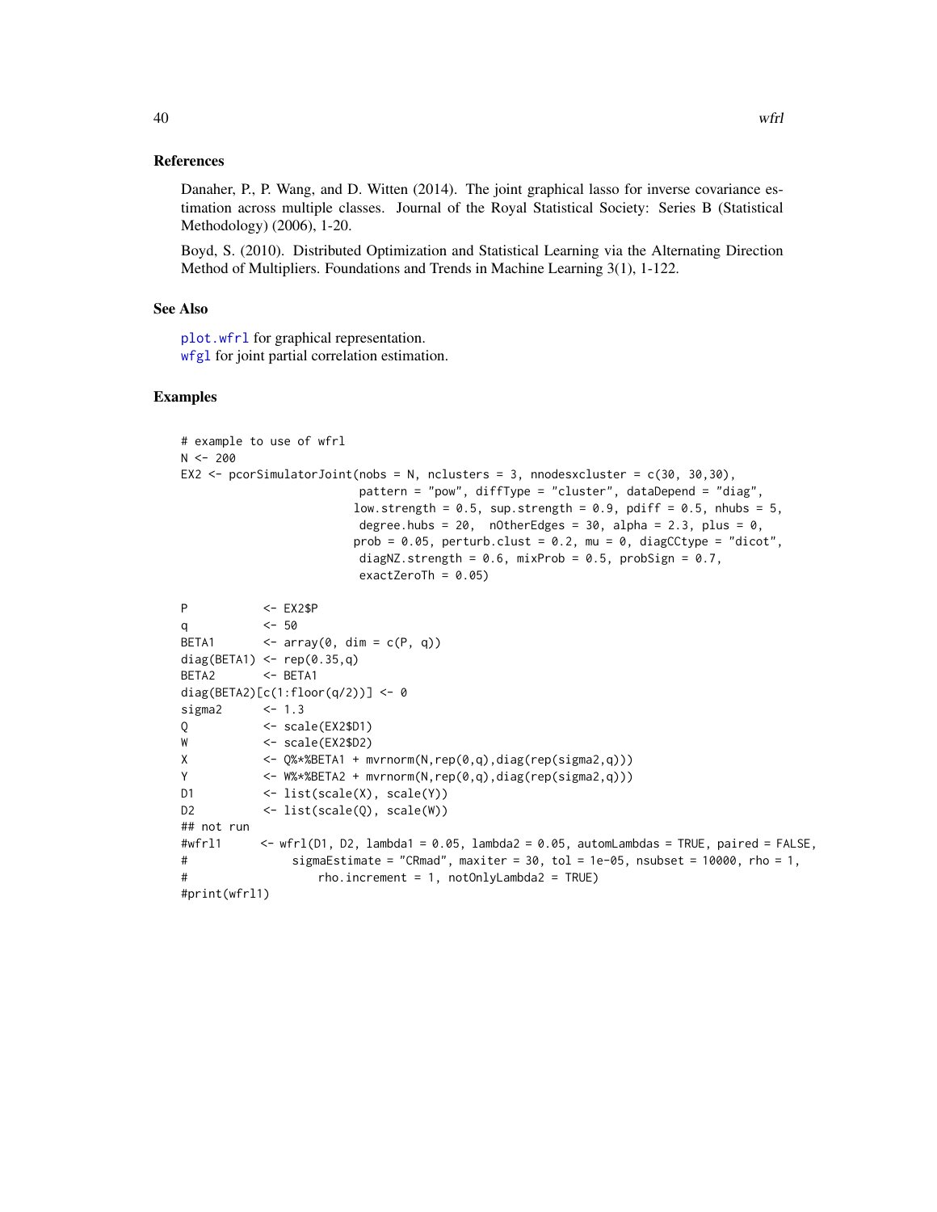## References

Danaher, P., P. Wang, and D. Witten (2014). The joint graphical lasso for inverse covariance estimation across multiple classes. Journal of the Royal Statistical Society: Series B (Statistical Methodology) (2006), 1-20.

Boyd, S. (2010). Distributed Optimization and Statistical Learning via the Alternating Direction Method of Multipliers. Foundations and Trends in Machine Learning 3(1), 1-122.

## See Also

plot.wfrl for graphical representation.
wfgl for joint partial correlation estimation.

## Examples

```
# example to use of wfrl
N <- 200
EX2 <- pcorSimulatorJoint(nobs = N, nclusters = 3, nnodesxcluster = c(30, 30,30),
                          pattern = "pow", diffType = "cluster", dataDepend = "diag",
                         low.strength = 0.5, sup.strength = 0.9, pdiff = 0.5, nhubs = 5,
                          degree.hubs = 20,  nOtherEdges = 30, alpha = 2.3, plus = 0,
                         prob = 0.05, perturb.clust = 0.2, mu = 0, diagCCtype = "dicot",
                          diagNZ.strength = 0.6, mixProb = 0.5, probSign = 0.7,
                          exactZeroTh = 0.05)

P           <- EX2$P
q           <- 50
BETA1       <- array(0, dim = c(P, q))
diag(BETA1) <- rep(0.35,q)
BETA2       <- BETA1
diag(BETA2)[c(1:floor(q/2))] <- 0
sigma2      <- 1.3
Q           <- scale(EX2$D1)
W           <- scale(EX2$D2)
X           <- Q%*%BETA1 + mvrnorm(N,rep(0,q),diag(rep(sigma2,q)))
Y           <- W%*%BETA2 + mvrnorm(N,rep(0,q),diag(rep(sigma2,q)))
D1          <- list(scale(X), scale(Y))
D2          <- list(scale(Q), scale(W))
## not run
#wfrl1      <- wfrl(D1, D2, lambda1 = 0.05, lambda2 = 0.05, automLambdas = TRUE, paired = FALSE,
#                sigmaEstimate = "CRmad", maxiter = 30, tol = 1e-05, nsubset = 10000, rho = 1,
#                    rho.increment = 1, notOnlyLambda2 = TRUE)
#print(wfrl1)
```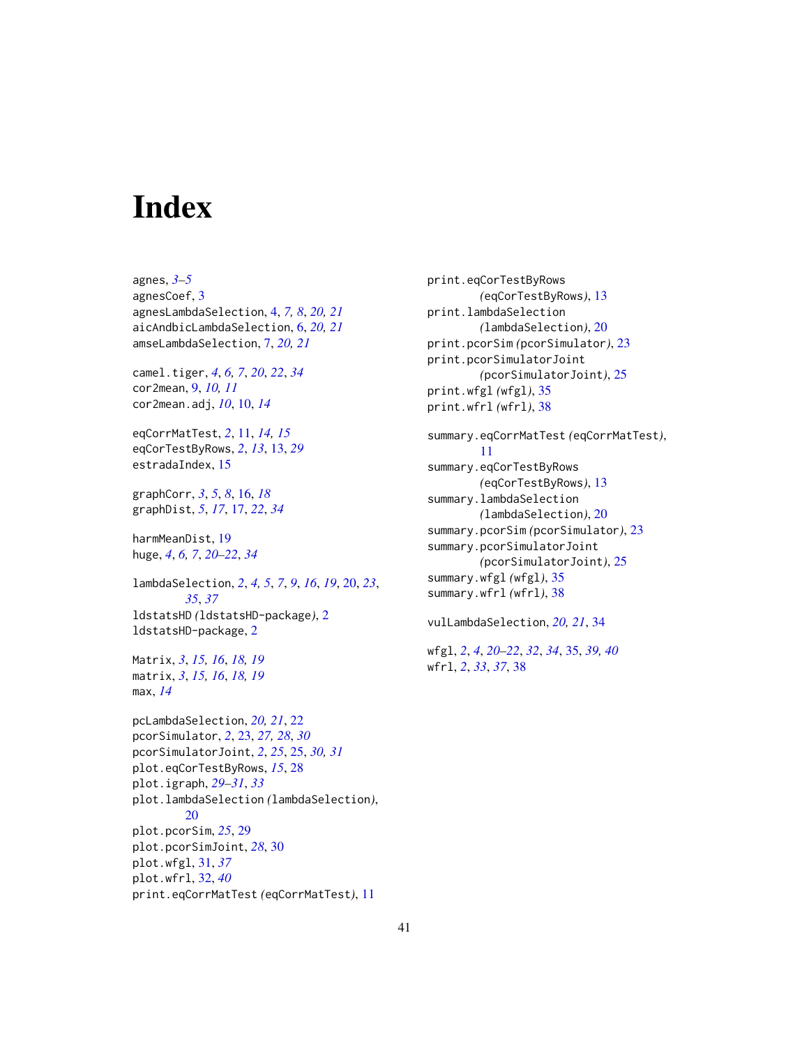# Index

agnes, *3–5*
agnesCoef, 3
agnesLambdaSelection, 4, *7, 8*, *20, 21*
aicAndbicLambdaSelection, 6, *20, 21*
amseLambdaSelection, 7, *20, 21*

camel.tiger, *4*, *6, 7*, *20*, *22*, *34*
cor2mean, 9, *10, 11*
cor2mean.adj, *10*, 10, *14*

eqCorrMatTest, *2*, 11, *14, 15*
eqCorTestByRows, *2*, *13*, 13, *29*
estradaIndex, 15

graphCorr, *3*, *5*, *8*, 16, *18*
graphDist, *5*, *17*, 17, *22*, *34*

harmMeanDist, 19
huge, *4*, *6, 7*, *20–22*, *34*

lambdaSelection, *2*, *4, 5*, *7*, *9*, *16*, *19*, 20, *23*, *35*, *37*
ldstatsHD *(*ldstatsHD-package*)*, 2
ldstatsHD-package, 2

Matrix, *3*, *15, 16*, *18, 19*
matrix, *3*, *15, 16*, *18, 19*
max, *14*

pcLambdaSelection, *20, 21*, 22
pcorSimulator, *2*, 23, *27, 28*, *30*
pcorSimulatorJoint, *2*, *25*, 25, *30, 31*
plot.eqCorTestByRows, *15*, 28
plot.igraph, *29–31*, *33*
plot.lambdaSelection *(*lambdaSelection*)*, 20
plot.pcorSim, *25*, 29
plot.pcorSimJoint, *28*, 30
plot.wfgl, 31, *37*
plot.wfrl, 32, *40*
print.eqCorrMatTest *(*eqCorrMatTest*)*, 11
print.eqCorTestByRows *(*eqCorTestByRows*)*, 13
print.lambdaSelection *(*lambdaSelection*)*, 20
print.pcorSim *(*pcorSimulator*)*, 23
print.pcorSimulatorJoint *(*pcorSimulatorJoint*)*, 25
print.wfgl *(*wfgl*)*, 35
print.wfrl *(*wfrl*)*, 38

summary.eqCorrMatTest *(*eqCorrMatTest*)*, 11
summary.eqCorTestByRows *(*eqCorTestByRows*)*, 13
summary.lambdaSelection *(*lambdaSelection*)*, 20
summary.pcorSim *(*pcorSimulator*)*, 23
summary.pcorSimulatorJoint *(*pcorSimulatorJoint*)*, 25
summary.wfgl *(*wfgl*)*, 35
summary.wfrl *(*wfrl*)*, 38

vulLambdaSelection, *20, 21*, 34

wfgl, *2*, *4*, *20–22*, *32*, *34*, 35, *39, 40*
wfrl, *2*, *33*, *37*, 38